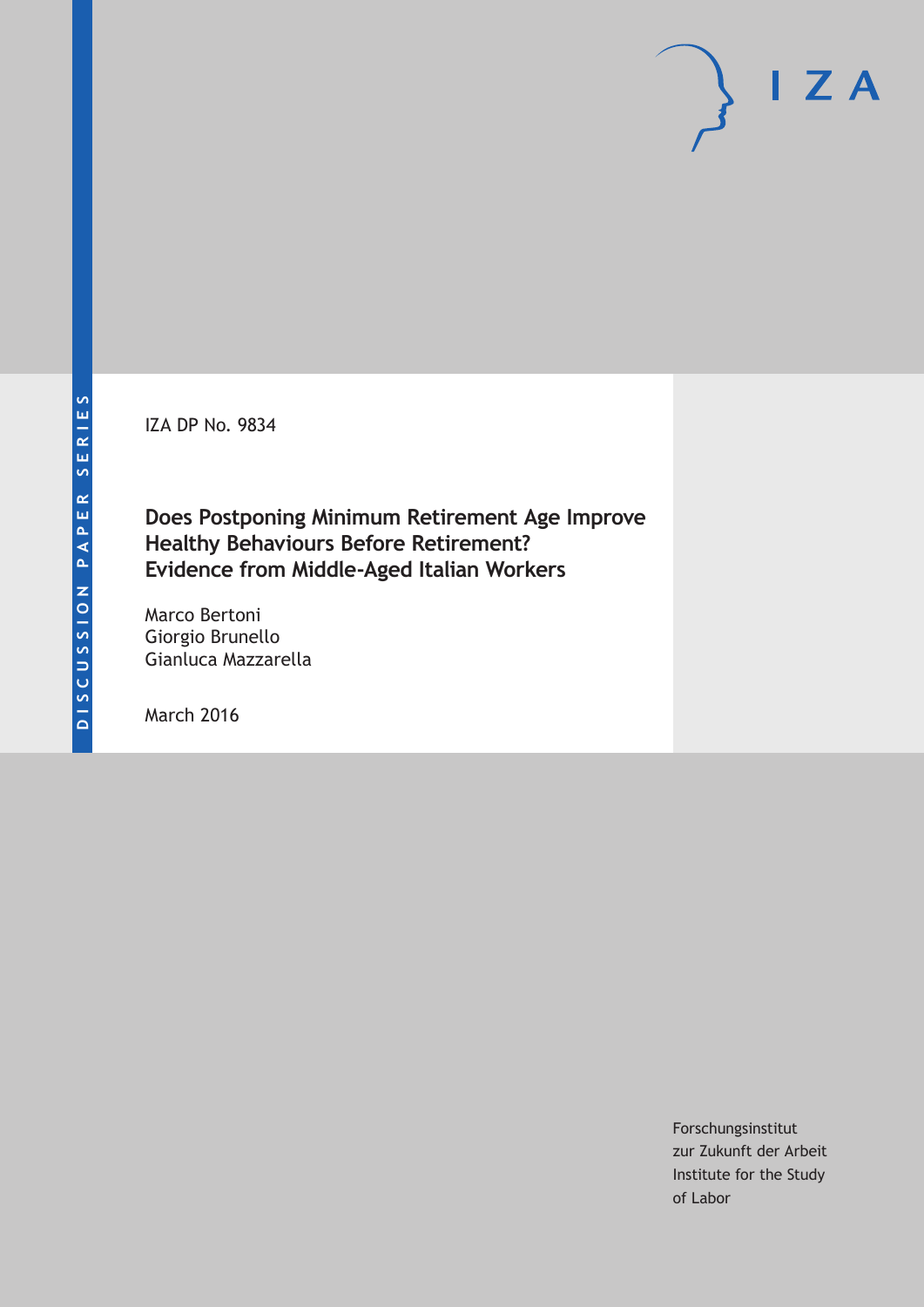DISCUSSION PAPER SERIES

IZA DP No. 9834

# Does Postponing Minimum Retirement Age Improve Healthy Behaviours Before Retirement? Evidence from Middle-Aged Italian Workers

Marco Bertoni
Giorgio Brunello
Gianluca Mazzarella

March 2016

Forschungsinstitut
zur Zukunft der Arbeit
Institute for the Study
of Labor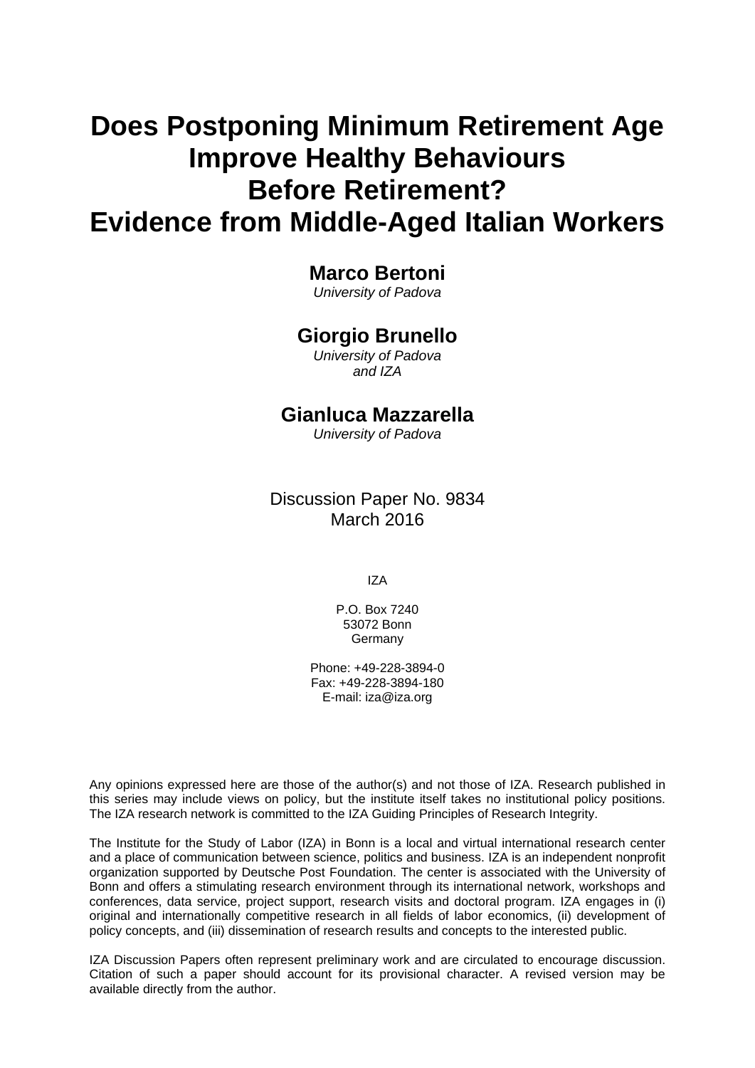# Does Postponing Minimum Retirement Age Improve Healthy Behaviours Before Retirement? Evidence from Middle-Aged Italian Workers

**Marco Bertoni**
*University of Padova*

**Giorgio Brunello**
*University of Padova and IZA*

**Gianluca Mazzarella**
*University of Padova*

Discussion Paper No. 9834
March 2016

IZA

P.O. Box 7240
53072 Bonn
Germany

Phone: +49-228-3894-0
Fax: +49-228-3894-180
E-mail: iza@iza.org

Any opinions expressed here are those of the author(s) and not those of IZA. Research published in this series may include views on policy, but the institute itself takes no institutional policy positions. The IZA research network is committed to the IZA Guiding Principles of Research Integrity.

The Institute for the Study of Labor (IZA) in Bonn is a local and virtual international research center and a place of communication between science, politics and business. IZA is an independent nonprofit organization supported by Deutsche Post Foundation. The center is associated with the University of Bonn and offers a stimulating research environment through its international network, workshops and conferences, data service, project support, research visits and doctoral program. IZA engages in (i) original and internationally competitive research in all fields of labor economics, (ii) development of policy concepts, and (iii) dissemination of research results and concepts to the interested public.

IZA Discussion Papers often represent preliminary work and are circulated to encourage discussion. Citation of such a paper should account for its provisional character. A revised version may be available directly from the author.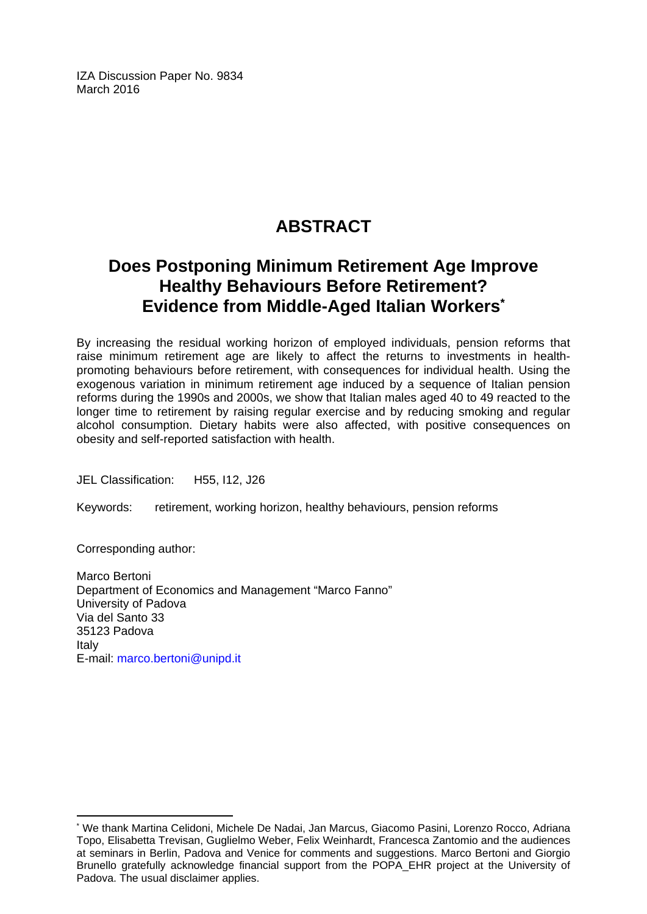IZA Discussion Paper No. 9834
March 2016

# ABSTRACT

## Does Postponing Minimum Retirement Age Improve Healthy Behaviours Before Retirement? Evidence from Middle-Aged Italian Workers*

By increasing the residual working horizon of employed individuals, pension reforms that raise minimum retirement age are likely to affect the returns to investments in health-promoting behaviours before retirement, with consequences for individual health. Using the exogenous variation in minimum retirement age induced by a sequence of Italian pension reforms during the 1990s and 2000s, we show that Italian males aged 40 to 49 reacted to the longer time to retirement by raising regular exercise and by reducing smoking and regular alcohol consumption. Dietary habits were also affected, with positive consequences on obesity and self-reported satisfaction with health.

JEL Classification: H55, I12, J26

Keywords: retirement, working horizon, healthy behaviours, pension reforms

Corresponding author:

Marco Bertoni
Department of Economics and Management "Marco Fanno"
University of Padova
Via del Santo 33
35123 Padova
Italy
E-mail: marco.bertoni@unipd.it

---

* We thank Martina Celidoni, Michele De Nadai, Jan Marcus, Giacomo Pasini, Lorenzo Rocco, Adriana Topo, Elisabetta Trevisan, Guglielmo Weber, Felix Weinhardt, Francesca Zantomio and the audiences at seminars in Berlin, Padova and Venice for comments and suggestions. Marco Bertoni and Giorgio Brunello gratefully acknowledge financial support from the POPA_EHR project at the University of Padova. The usual disclaimer applies.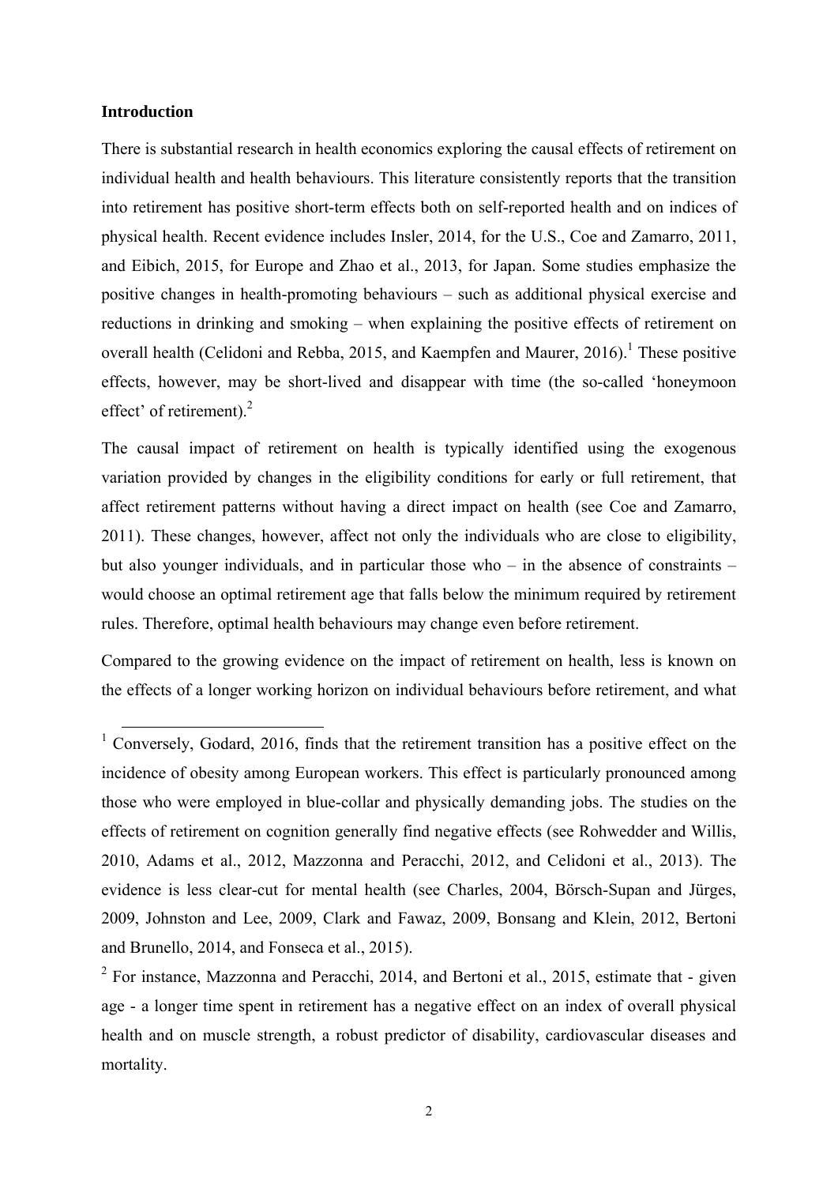### Introduction

There is substantial research in health economics exploring the causal effects of retirement on individual health and health behaviours. This literature consistently reports that the transition into retirement has positive short-term effects both on self-reported health and on indices of physical health. Recent evidence includes Insler, 2014, for the U.S., Coe and Zamarro, 2011, and Eibich, 2015, for Europe and Zhao et al., 2013, for Japan. Some studies emphasize the positive changes in health-promoting behaviours – such as additional physical exercise and reductions in drinking and smoking – when explaining the positive effects of retirement on overall health (Celidoni and Rebba, 2015, and Kaempfen and Maurer, 2016).[1] These positive effects, however, may be short-lived and disappear with time (the so-called 'honeymoon effect' of retirement).[2]

The causal impact of retirement on health is typically identified using the exogenous variation provided by changes in the eligibility conditions for early or full retirement, that affect retirement patterns without having a direct impact on health (see Coe and Zamarro, 2011). These changes, however, affect not only the individuals who are close to eligibility, but also younger individuals, and in particular those who – in the absence of constraints – would choose an optimal retirement age that falls below the minimum required by retirement rules. Therefore, optimal health behaviours may change even before retirement.

Compared to the growing evidence on the impact of retirement on health, less is known on the effects of a longer working horizon on individual behaviours before retirement, and what

[1] Conversely, Godard, 2016, finds that the retirement transition has a positive effect on the incidence of obesity among European workers. This effect is particularly pronounced among those who were employed in blue-collar and physically demanding jobs. The studies on the effects of retirement on cognition generally find negative effects (see Rohwedder and Willis, 2010, Adams et al., 2012, Mazzonna and Peracchi, 2012, and Celidoni et al., 2013). The evidence is less clear-cut for mental health (see Charles, 2004, Börsch-Supan and Jürges, 2009, Johnston and Lee, 2009, Clark and Fawaz, 2009, Bonsang and Klein, 2012, Bertoni and Brunello, 2014, and Fonseca et al., 2015).

[2] For instance, Mazzonna and Peracchi, 2014, and Bertoni et al., 2015, estimate that - given age - a longer time spent in retirement has a negative effect on an index of overall physical health and on muscle strength, a robust predictor of disability, cardiovascular diseases and mortality.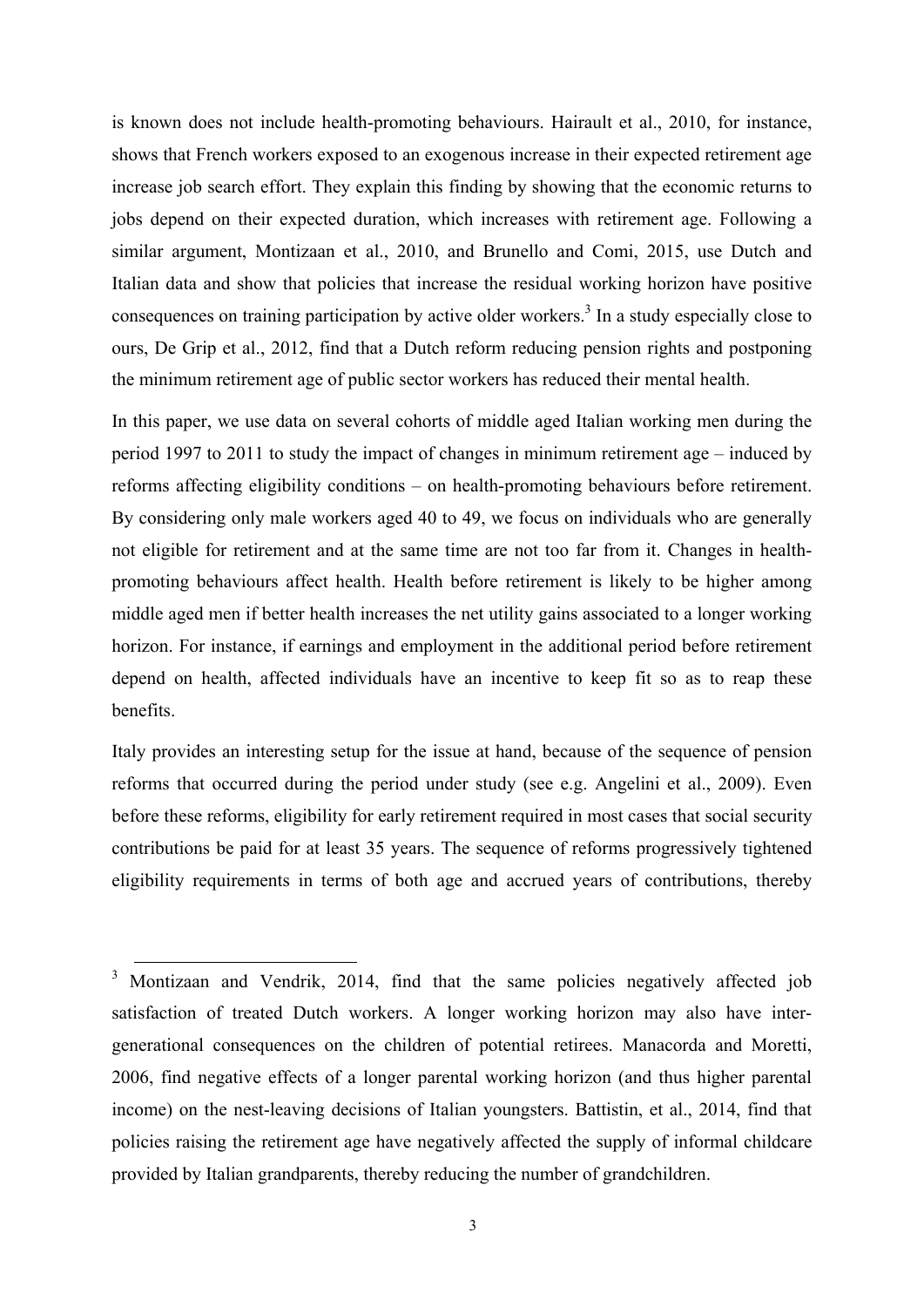is known does not include health-promoting behaviours. Hairault et al., 2010, for instance, shows that French workers exposed to an exogenous increase in their expected retirement age increase job search effort. They explain this finding by showing that the economic returns to jobs depend on their expected duration, which increases with retirement age. Following a similar argument, Montizaan et al., 2010, and Brunello and Comi, 2015, use Dutch and Italian data and show that policies that increase the residual working horizon have positive consequences on training participation by active older workers.[3] In a study especially close to ours, De Grip et al., 2012, find that a Dutch reform reducing pension rights and postponing the minimum retirement age of public sector workers has reduced their mental health.

In this paper, we use data on several cohorts of middle aged Italian working men during the period 1997 to 2011 to study the impact of changes in minimum retirement age – induced by reforms affecting eligibility conditions – on health-promoting behaviours before retirement. By considering only male workers aged 40 to 49, we focus on individuals who are generally not eligible for retirement and at the same time are not too far from it. Changes in health-promoting behaviours affect health. Health before retirement is likely to be higher among middle aged men if better health increases the net utility gains associated to a longer working horizon. For instance, if earnings and employment in the additional period before retirement depend on health, affected individuals have an incentive to keep fit so as to reap these benefits.

Italy provides an interesting setup for the issue at hand, because of the sequence of pension reforms that occurred during the period under study (see e.g. Angelini et al., 2009). Even before these reforms, eligibility for early retirement required in most cases that social security contributions be paid for at least 35 years. The sequence of reforms progressively tightened eligibility requirements in terms of both age and accrued years of contributions, thereby

---

[3] Montizaan and Vendrik, 2014, find that the same policies negatively affected job satisfaction of treated Dutch workers. A longer working horizon may also have inter-generational consequences on the children of potential retirees. Manacorda and Moretti, 2006, find negative effects of a longer parental working horizon (and thus higher parental income) on the nest-leaving decisions of Italian youngsters. Battistin, et al., 2014, find that policies raising the retirement age have negatively affected the supply of informal childcare provided by Italian grandparents, thereby reducing the number of grandchildren.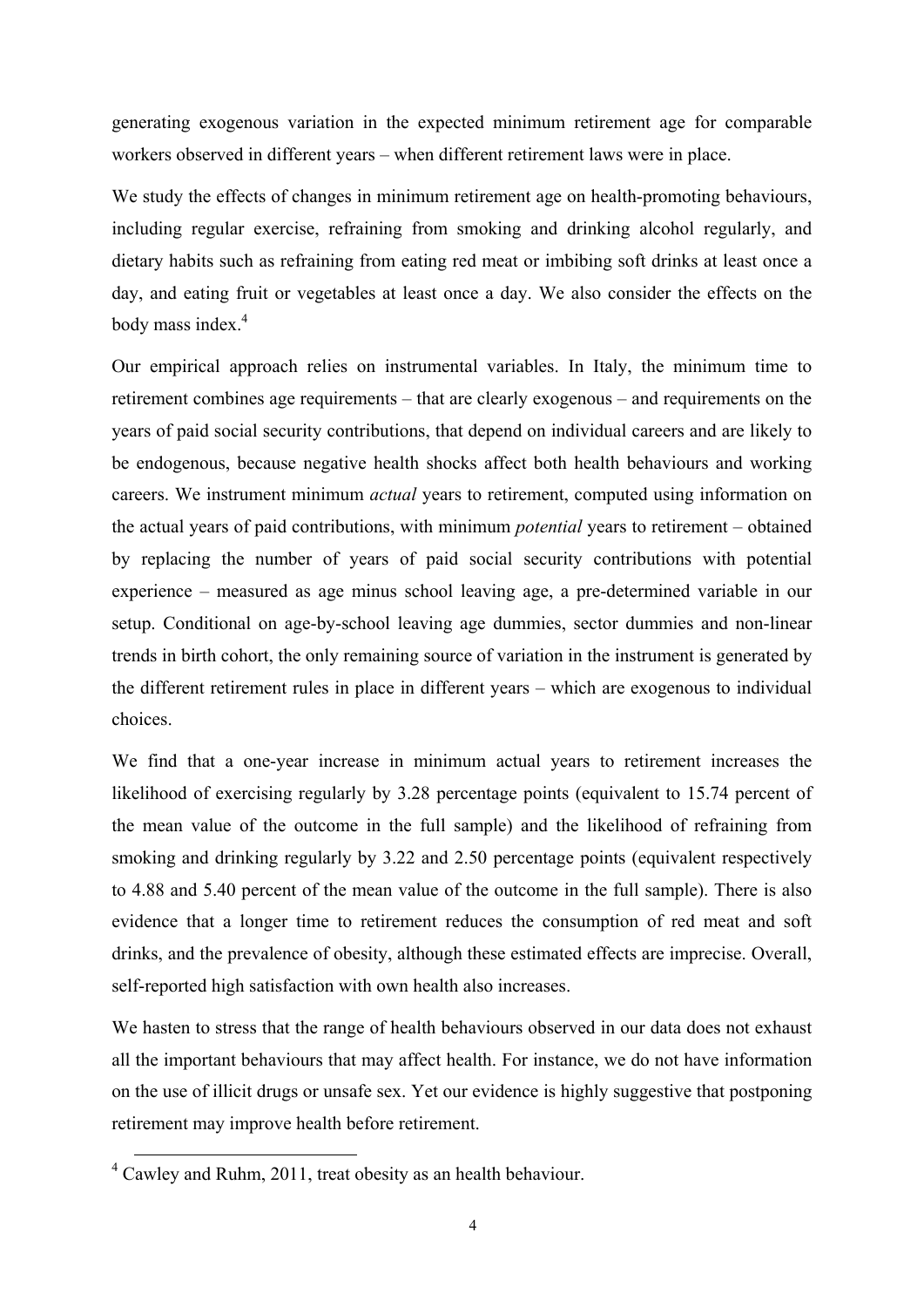generating exogenous variation in the expected minimum retirement age for comparable workers observed in different years – when different retirement laws were in place.

We study the effects of changes in minimum retirement age on health-promoting behaviours, including regular exercise, refraining from smoking and drinking alcohol regularly, and dietary habits such as refraining from eating red meat or imbibing soft drinks at least once a day, and eating fruit or vegetables at least once a day. We also consider the effects on the body mass index.[4]

Our empirical approach relies on instrumental variables. In Italy, the minimum time to retirement combines age requirements – that are clearly exogenous – and requirements on the years of paid social security contributions, that depend on individual careers and are likely to be endogenous, because negative health shocks affect both health behaviours and working careers. We instrument minimum *actual* years to retirement, computed using information on the actual years of paid contributions, with minimum *potential* years to retirement – obtained by replacing the number of years of paid social security contributions with potential experience – measured as age minus school leaving age, a pre-determined variable in our setup. Conditional on age-by-school leaving age dummies, sector dummies and non-linear trends in birth cohort, the only remaining source of variation in the instrument is generated by the different retirement rules in place in different years – which are exogenous to individual choices.

We find that a one-year increase in minimum actual years to retirement increases the likelihood of exercising regularly by 3.28 percentage points (equivalent to 15.74 percent of the mean value of the outcome in the full sample) and the likelihood of refraining from smoking and drinking regularly by 3.22 and 2.50 percentage points (equivalent respectively to 4.88 and 5.40 percent of the mean value of the outcome in the full sample). There is also evidence that a longer time to retirement reduces the consumption of red meat and soft drinks, and the prevalence of obesity, although these estimated effects are imprecise. Overall, self-reported high satisfaction with own health also increases.

We hasten to stress that the range of health behaviours observed in our data does not exhaust all the important behaviours that may affect health. For instance, we do not have information on the use of illicit drugs or unsafe sex. Yet our evidence is highly suggestive that postponing retirement may improve health before retirement.

[4] Cawley and Ruhm, 2011, treat obesity as an health behaviour.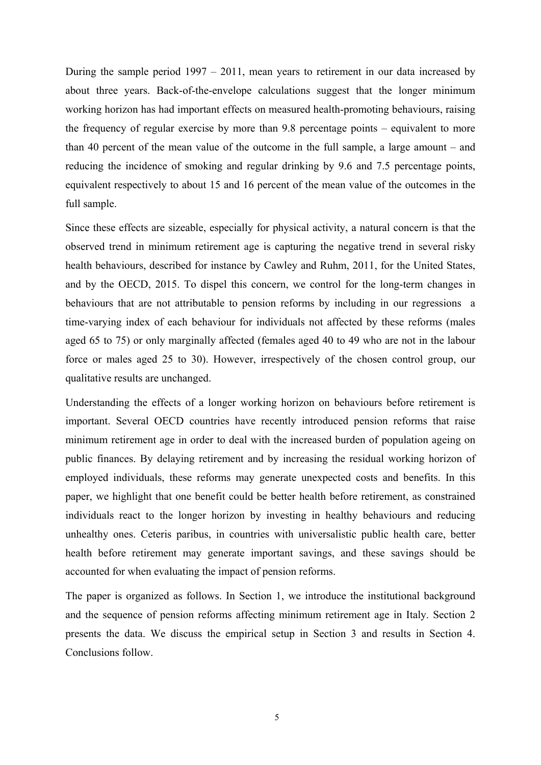During the sample period 1997 – 2011, mean years to retirement in our data increased by about three years. Back-of-the-envelope calculations suggest that the longer minimum working horizon has had important effects on measured health-promoting behaviours, raising the frequency of regular exercise by more than 9.8 percentage points – equivalent to more than 40 percent of the mean value of the outcome in the full sample, a large amount – and reducing the incidence of smoking and regular drinking by 9.6 and 7.5 percentage points, equivalent respectively to about 15 and 16 percent of the mean value of the outcomes in the full sample.

Since these effects are sizeable, especially for physical activity, a natural concern is that the observed trend in minimum retirement age is capturing the negative trend in several risky health behaviours, described for instance by Cawley and Ruhm, 2011, for the United States, and by the OECD, 2015. To dispel this concern, we control for the long-term changes in behaviours that are not attributable to pension reforms by including in our regressions a time-varying index of each behaviour for individuals not affected by these reforms (males aged 65 to 75) or only marginally affected (females aged 40 to 49 who are not in the labour force or males aged 25 to 30). However, irrespectively of the chosen control group, our qualitative results are unchanged.

Understanding the effects of a longer working horizon on behaviours before retirement is important. Several OECD countries have recently introduced pension reforms that raise minimum retirement age in order to deal with the increased burden of population ageing on public finances. By delaying retirement and by increasing the residual working horizon of employed individuals, these reforms may generate unexpected costs and benefits. In this paper, we highlight that one benefit could be better health before retirement, as constrained individuals react to the longer horizon by investing in healthy behaviours and reducing unhealthy ones. Ceteris paribus, in countries with universalistic public health care, better health before retirement may generate important savings, and these savings should be accounted for when evaluating the impact of pension reforms.

The paper is organized as follows. In Section 1, we introduce the institutional background and the sequence of pension reforms affecting minimum retirement age in Italy. Section 2 presents the data. We discuss the empirical setup in Section 3 and results in Section 4. Conclusions follow.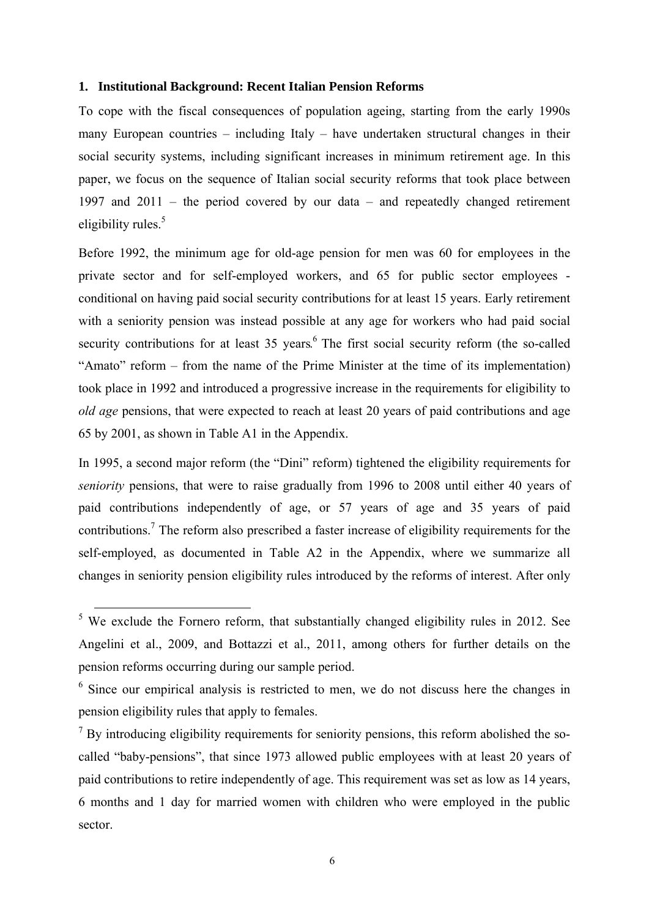## 1. Institutional Background: Recent Italian Pension Reforms

To cope with the fiscal consequences of population ageing, starting from the early 1990s many European countries – including Italy – have undertaken structural changes in their social security systems, including significant increases in minimum retirement age. In this paper, we focus on the sequence of Italian social security reforms that took place between 1997 and 2011 – the period covered by our data – and repeatedly changed retirement eligibility rules.[5]

Before 1992, the minimum age for old-age pension for men was 60 for employees in the private sector and for self-employed workers, and 65 for public sector employees - conditional on having paid social security contributions for at least 15 years. Early retirement with a seniority pension was instead possible at any age for workers who had paid social security contributions for at least 35 years.[6] The first social security reform (the so-called "Amato" reform – from the name of the Prime Minister at the time of its implementation) took place in 1992 and introduced a progressive increase in the requirements for eligibility to *old age* pensions, that were expected to reach at least 20 years of paid contributions and age 65 by 2001, as shown in Table A1 in the Appendix.

In 1995, a second major reform (the "Dini" reform) tightened the eligibility requirements for *seniority* pensions, that were to raise gradually from 1996 to 2008 until either 40 years of paid contributions independently of age, or 57 years of age and 35 years of paid contributions.[7] The reform also prescribed a faster increase of eligibility requirements for the self-employed, as documented in Table A2 in the Appendix, where we summarize all changes in seniority pension eligibility rules introduced by the reforms of interest. After only

---

[5] We exclude the Fornero reform, that substantially changed eligibility rules in 2012. See Angelini et al., 2009, and Bottazzi et al., 2011, among others for further details on the pension reforms occurring during our sample period.

[6] Since our empirical analysis is restricted to men, we do not discuss here the changes in pension eligibility rules that apply to females.

[7] By introducing eligibility requirements for seniority pensions, this reform abolished the so-called "baby-pensions", that since 1973 allowed public employees with at least 20 years of paid contributions to retire independently of age. This requirement was set as low as 14 years, 6 months and 1 day for married women with children who were employed in the public sector.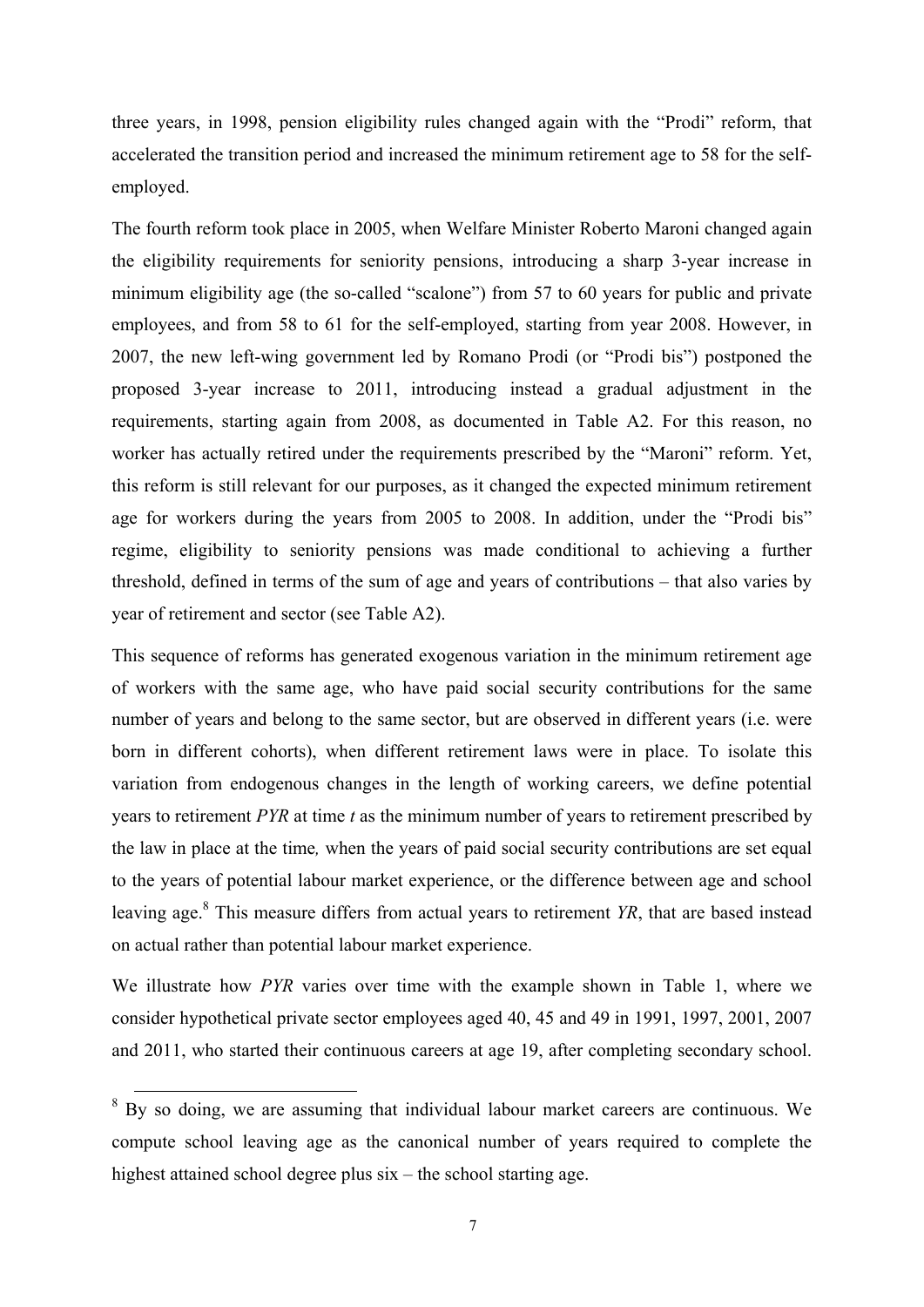three years, in 1998, pension eligibility rules changed again with the "Prodi" reform, that accelerated the transition period and increased the minimum retirement age to 58 for the self-employed.

The fourth reform took place in 2005, when Welfare Minister Roberto Maroni changed again the eligibility requirements for seniority pensions, introducing a sharp 3-year increase in minimum eligibility age (the so-called "scalone") from 57 to 60 years for public and private employees, and from 58 to 61 for the self-employed, starting from year 2008. However, in 2007, the new left-wing government led by Romano Prodi (or "Prodi bis") postponed the proposed 3-year increase to 2011, introducing instead a gradual adjustment in the requirements, starting again from 2008, as documented in Table A2. For this reason, no worker has actually retired under the requirements prescribed by the "Maroni" reform. Yet, this reform is still relevant for our purposes, as it changed the expected minimum retirement age for workers during the years from 2005 to 2008. In addition, under the "Prodi bis" regime, eligibility to seniority pensions was made conditional to achieving a further threshold, defined in terms of the sum of age and years of contributions – that also varies by year of retirement and sector (see Table A2).

This sequence of reforms has generated exogenous variation in the minimum retirement age of workers with the same age, who have paid social security contributions for the same number of years and belong to the same sector, but are observed in different years (i.e. were born in different cohorts), when different retirement laws were in place. To isolate this variation from endogenous changes in the length of working careers, we define potential years to retirement *PYR* at time *t* as the minimum number of years to retirement prescribed by the law in place at the time*,* when the years of paid social security contributions are set equal to the years of potential labour market experience, or the difference between age and school leaving age.[8] This measure differs from actual years to retirement *YR*, that are based instead on actual rather than potential labour market experience.

We illustrate how *PYR* varies over time with the example shown in Table 1, where we consider hypothetical private sector employees aged 40, 45 and 49 in 1991, 1997, 2001, 2007 and 2011, who started their continuous careers at age 19, after completing secondary school.

[8] By so doing, we are assuming that individual labour market careers are continuous. We compute school leaving age as the canonical number of years required to complete the highest attained school degree plus six – the school starting age.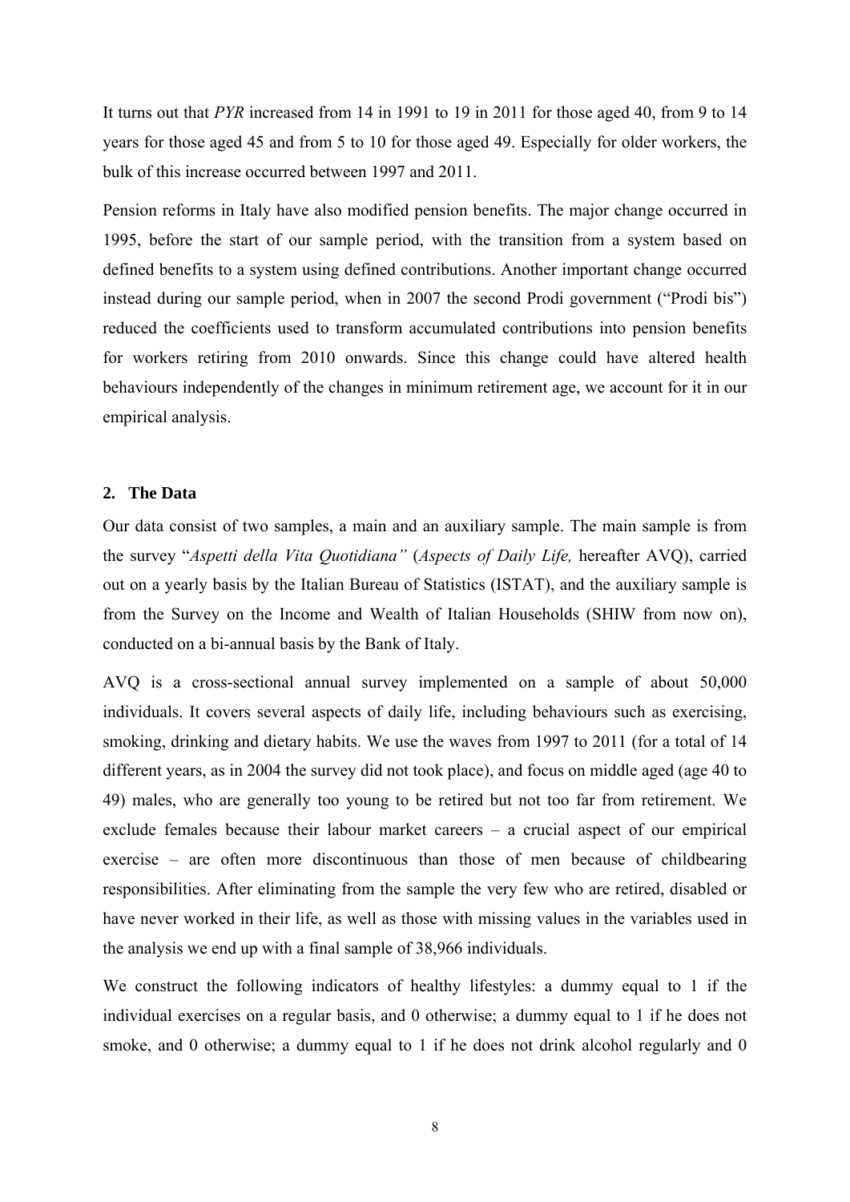It turns out that *PYR* increased from 14 in 1991 to 19 in 2011 for those aged 40, from 9 to 14 years for those aged 45 and from 5 to 10 for those aged 49. Especially for older workers, the bulk of this increase occurred between 1997 and 2011.

Pension reforms in Italy have also modified pension benefits. The major change occurred in 1995, before the start of our sample period, with the transition from a system based on defined benefits to a system using defined contributions. Another important change occurred instead during our sample period, when in 2007 the second Prodi government ("Prodi bis") reduced the coefficients used to transform accumulated contributions into pension benefits for workers retiring from 2010 onwards. Since this change could have altered health behaviours independently of the changes in minimum retirement age, we account for it in our empirical analysis.

## 2. The Data

Our data consist of two samples, a main and an auxiliary sample. The main sample is from the survey "*Aspetti della Vita Quotidiana"* (*Aspects of Daily Life,* hereafter AVQ), carried out on a yearly basis by the Italian Bureau of Statistics (ISTAT), and the auxiliary sample is from the Survey on the Income and Wealth of Italian Households (SHIW from now on), conducted on a bi-annual basis by the Bank of Italy.

AVQ is a cross-sectional annual survey implemented on a sample of about 50,000 individuals. It covers several aspects of daily life, including behaviours such as exercising, smoking, drinking and dietary habits. We use the waves from 1997 to 2011 (for a total of 14 different years, as in 2004 the survey did not took place), and focus on middle aged (age 40 to 49) males, who are generally too young to be retired but not too far from retirement. We exclude females because their labour market careers – a crucial aspect of our empirical exercise – are often more discontinuous than those of men because of childbearing responsibilities. After eliminating from the sample the very few who are retired, disabled or have never worked in their life, as well as those with missing values in the variables used in the analysis we end up with a final sample of 38,966 individuals.

We construct the following indicators of healthy lifestyles: a dummy equal to 1 if the individual exercises on a regular basis, and 0 otherwise; a dummy equal to 1 if he does not smoke, and 0 otherwise; a dummy equal to 1 if he does not drink alcohol regularly and 0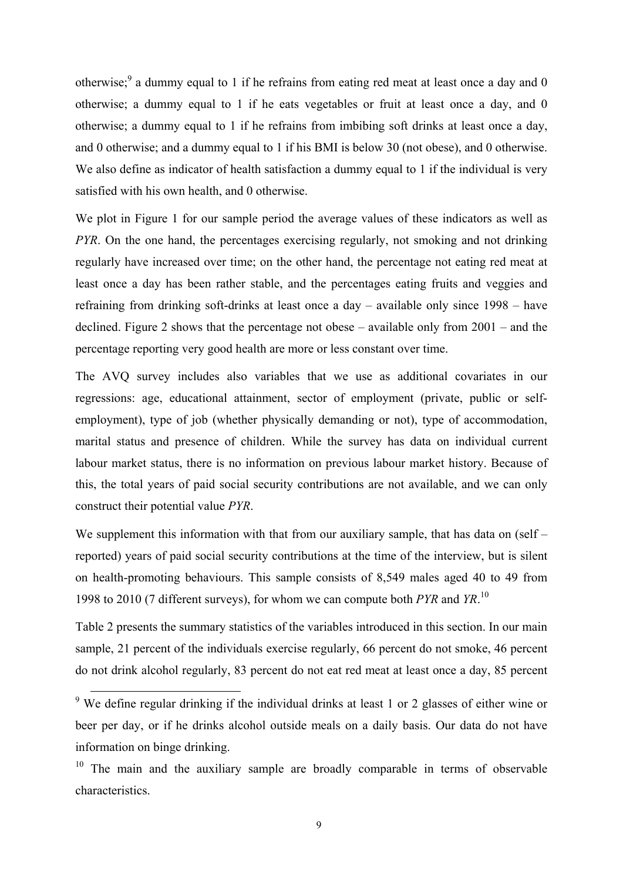otherwise;[9] a dummy equal to 1 if he refrains from eating red meat at least once a day and 0 otherwise; a dummy equal to 1 if he eats vegetables or fruit at least once a day, and 0 otherwise; a dummy equal to 1 if he refrains from imbibing soft drinks at least once a day, and 0 otherwise; and a dummy equal to 1 if his BMI is below 30 (not obese), and 0 otherwise. We also define as indicator of health satisfaction a dummy equal to 1 if the individual is very satisfied with his own health, and 0 otherwise.

We plot in Figure 1 for our sample period the average values of these indicators as well as *PYR*. On the one hand, the percentages exercising regularly, not smoking and not drinking regularly have increased over time; on the other hand, the percentage not eating red meat at least once a day has been rather stable, and the percentages eating fruits and veggies and refraining from drinking soft-drinks at least once a day – available only since 1998 – have declined. Figure 2 shows that the percentage not obese – available only from 2001 – and the percentage reporting very good health are more or less constant over time.

The AVQ survey includes also variables that we use as additional covariates in our regressions: age, educational attainment, sector of employment (private, public or self-employment), type of job (whether physically demanding or not), type of accommodation, marital status and presence of children. While the survey has data on individual current labour market status, there is no information on previous labour market history. Because of this, the total years of paid social security contributions are not available, and we can only construct their potential value *PYR*.

We supplement this information with that from our auxiliary sample, that has data on (self – reported) years of paid social security contributions at the time of the interview, but is silent on health-promoting behaviours. This sample consists of 8,549 males aged 40 to 49 from 1998 to 2010 (7 different surveys), for whom we can compute both *PYR* and *YR*.[10]

Table 2 presents the summary statistics of the variables introduced in this section. In our main sample, 21 percent of the individuals exercise regularly, 66 percent do not smoke, 46 percent do not drink alcohol regularly, 83 percent do not eat red meat at least once a day, 85 percent

[9] We define regular drinking if the individual drinks at least 1 or 2 glasses of either wine or beer per day, or if he drinks alcohol outside meals on a daily basis. Our data do not have information on binge drinking.

[10] The main and the auxiliary sample are broadly comparable in terms of observable characteristics.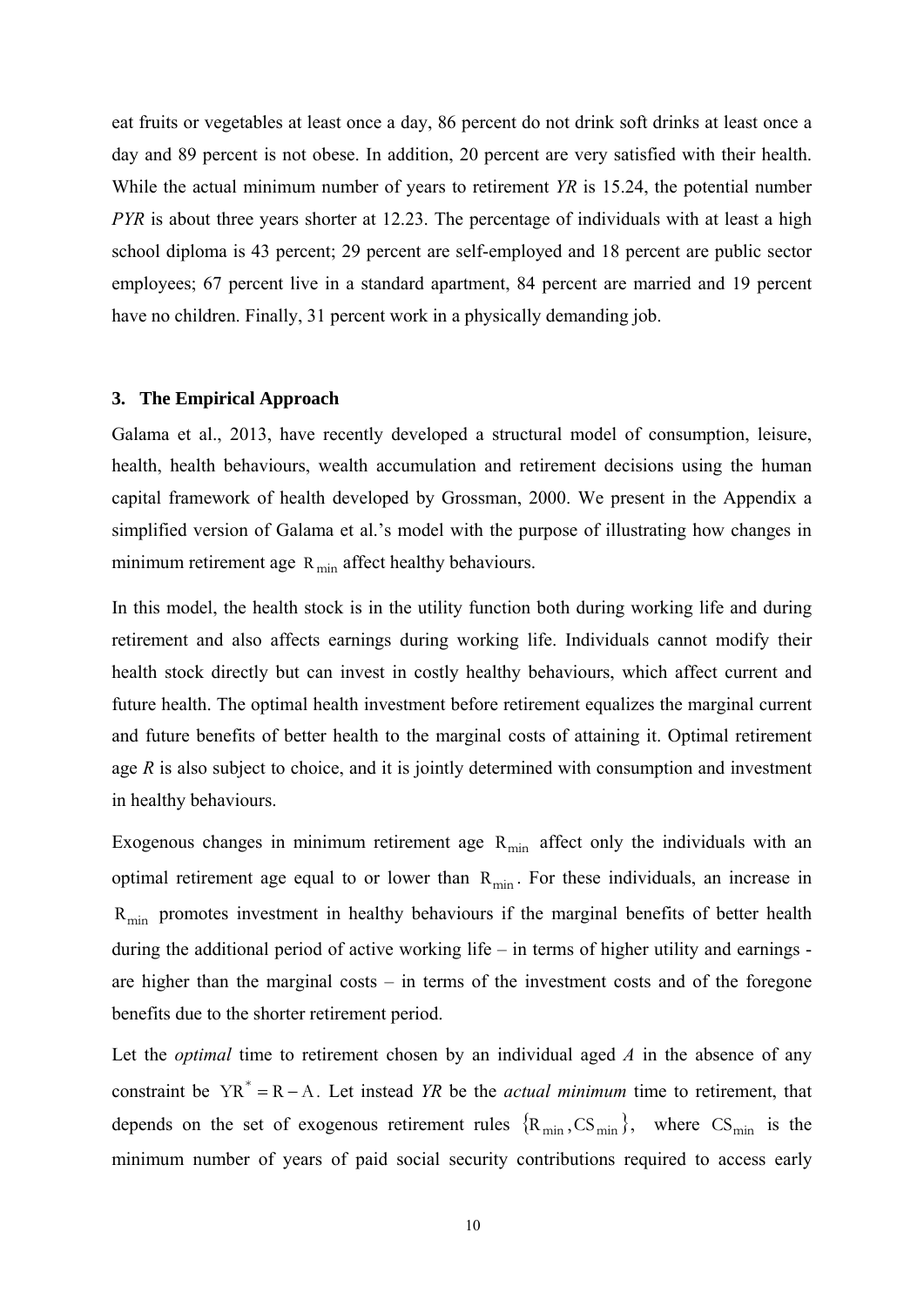eat fruits or vegetables at least once a day, 86 percent do not drink soft drinks at least once a day and 89 percent is not obese. In addition, 20 percent are very satisfied with their health. While the actual minimum number of years to retirement *YR* is 15.24, the potential number *PYR* is about three years shorter at 12.23. The percentage of individuals with at least a high school diploma is 43 percent; 29 percent are self-employed and 18 percent are public sector employees; 67 percent live in a standard apartment, 84 percent are married and 19 percent have no children. Finally, 31 percent work in a physically demanding job.

### 3. The Empirical Approach

Galama et al., 2013, have recently developed a structural model of consumption, leisure, health, health behaviours, wealth accumulation and retirement decisions using the human capital framework of health developed by Grossman, 2000. We present in the Appendix a simplified version of Galama et al.'s model with the purpose of illustrating how changes in minimum retirement age $R_{min}$ affect healthy behaviours.

In this model, the health stock is in the utility function both during working life and during retirement and also affects earnings during working life. Individuals cannot modify their health stock directly but can invest in costly healthy behaviours, which affect current and future health. The optimal health investment before retirement equalizes the marginal current and future benefits of better health to the marginal costs of attaining it. Optimal retirement age *R* is also subject to choice, and it is jointly determined with consumption and investment in healthy behaviours.

Exogenous changes in minimum retirement age $R_{min}$ affect only the individuals with an optimal retirement age equal to or lower than $R_{min}$. For these individuals, an increase in $R_{min}$ promotes investment in healthy behaviours if the marginal benefits of better health during the additional period of active working life – in terms of higher utility and earnings - are higher than the marginal costs – in terms of the investment costs and of the foregone benefits due to the shorter retirement period.

Let the *optimal* time to retirement chosen by an individual aged *A* in the absence of any constraint be $YR^* = R - A$. Let instead *YR* be the *actual minimum* time to retirement, that depends on the set of exogenous retirement rules $\{R_{min}, CS_{min}\}$, where $CS_{min}$ is the minimum number of years of paid social security contributions required to access early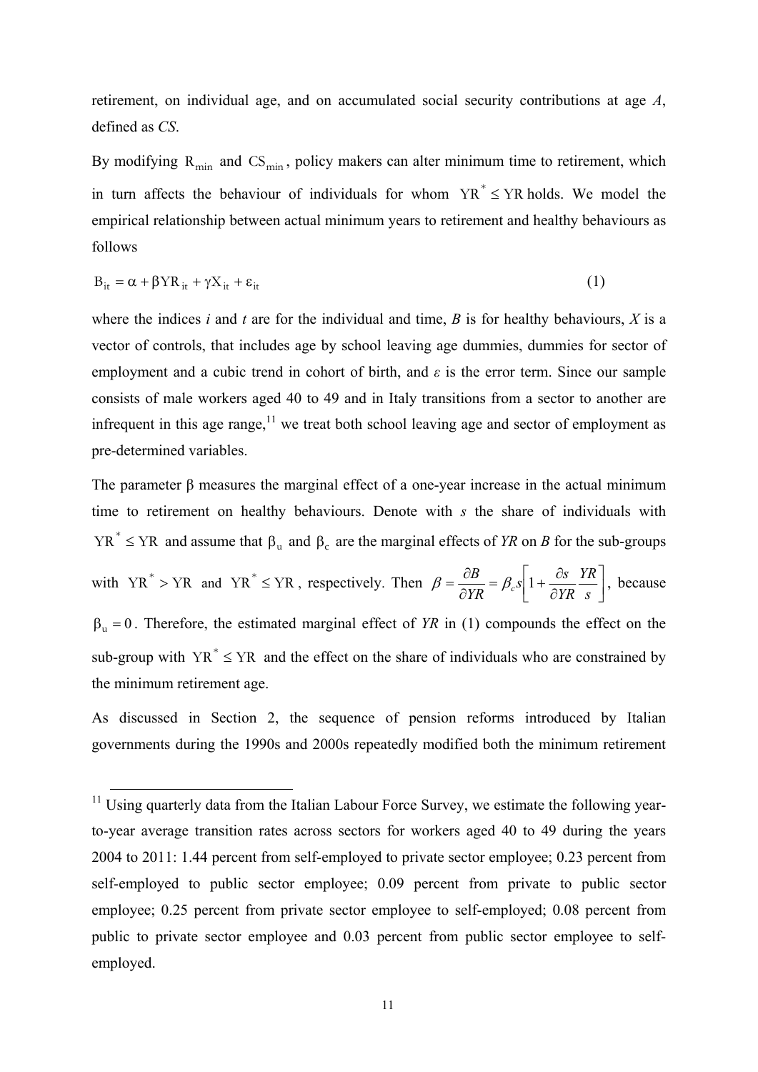retirement, on individual age, and on accumulated social security contributions at age *A*, defined as *CS*.

By modifying $R_{min}$ and $CS_{min}$, policy makers can alter minimum time to retirement, which in turn affects the behaviour of individuals for whom $YR^* \leq YR$ holds. We model the empirical relationship between actual minimum years to retirement and healthy behaviours as follows

$$B_{it} = \alpha + \beta YR_{it} + \gamma X_{it} + \varepsilon_{it} \tag{1}$$

where the indices *i* and *t* are for the individual and time, *B* is for healthy behaviours, *X* is a vector of controls, that includes age by school leaving age dummies, dummies for sector of employment and a cubic trend in cohort of birth, and $\varepsilon$ is the error term. Since our sample consists of male workers aged 40 to 49 and in Italy transitions from a sector to another are infrequent in this age range,[11] we treat both school leaving age and sector of employment as pre-determined variables.

The parameter $\beta$ measures the marginal effect of a one-year increase in the actual minimum time to retirement on healthy behaviours. Denote with *s* the share of individuals with $YR^* \leq YR$ and assume that $\beta_u$ and $\beta_c$ are the marginal effects of *YR* on *B* for the sub-groups with $YR^* > YR$ and $YR^* \leq YR$, respectively. Then $\beta = \frac{\partial B}{\partial YR} = \beta_c s \left[ 1 + \frac{\partial s}{\partial YR} \frac{YR}{s} \right]$, because $\beta_u = 0$. Therefore, the estimated marginal effect of *YR* in (1) compounds the effect on the sub-group with $YR^* \leq YR$ and the effect on the share of individuals who are constrained by the minimum retirement age.

As discussed in Section 2, the sequence of pension reforms introduced by Italian governments during the 1990s and 2000s repeatedly modified both the minimum retirement

[11] Using quarterly data from the Italian Labour Force Survey, we estimate the following year-to-year average transition rates across sectors for workers aged 40 to 49 during the years 2004 to 2011: 1.44 percent from self-employed to private sector employee; 0.23 percent from self-employed to public sector employee; 0.09 percent from private to public sector employee; 0.25 percent from private sector employee to self-employed; 0.08 percent from public to private sector employee and 0.03 percent from public sector employee to self-employed.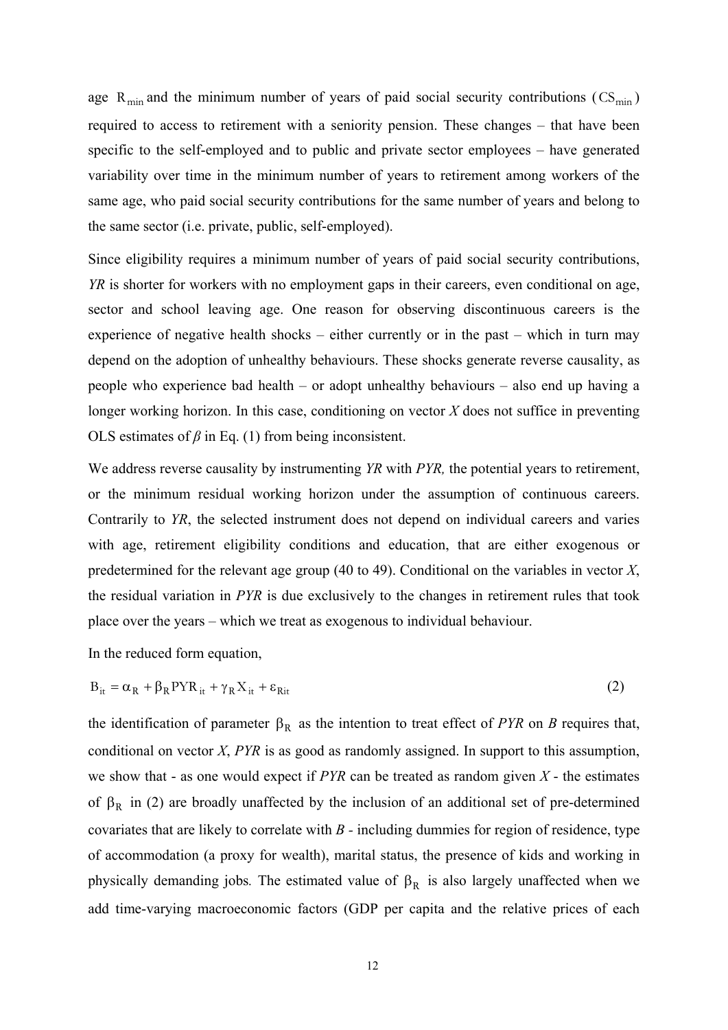age $R_{min}$ and the minimum number of years of paid social security contributions ($CS_{min}$) required to access to retirement with a seniority pension. These changes – that have been specific to the self-employed and to public and private sector employees – have generated variability over time in the minimum number of years to retirement among workers of the same age, who paid social security contributions for the same number of years and belong to the same sector (i.e. private, public, self-employed).

Since eligibility requires a minimum number of years of paid social security contributions, *YR* is shorter for workers with no employment gaps in their careers, even conditional on age, sector and school leaving age. One reason for observing discontinuous careers is the experience of negative health shocks – either currently or in the past – which in turn may depend on the adoption of unhealthy behaviours. These shocks generate reverse causality, as people who experience bad health – or adopt unhealthy behaviours – also end up having a longer working horizon. In this case, conditioning on vector *X* does not suffice in preventing OLS estimates of $\beta$ in Eq. (1) from being inconsistent.

We address reverse causality by instrumenting *YR* with *PYR,* the potential years to retirement, or the minimum residual working horizon under the assumption of continuous careers. Contrarily to *YR*, the selected instrument does not depend on individual careers and varies with age, retirement eligibility conditions and education, that are either exogenous or predetermined for the relevant age group (40 to 49). Conditional on the variables in vector *X*, the residual variation in *PYR* is due exclusively to the changes in retirement rules that took place over the years – which we treat as exogenous to individual behaviour.

In the reduced form equation,

$$B_{it} = \alpha_R + \beta_R PYR_{it} + \gamma_R X_{it} + \varepsilon_{Rit} \tag{2}$$

the identification of parameter $\beta_R$ as the intention to treat effect of *PYR* on *B* requires that, conditional on vector *X*, *PYR* is as good as randomly assigned. In support to this assumption, we show that - as one would expect if *PYR* can be treated as random given *X* - the estimates of $\beta_R$ in (2) are broadly unaffected by the inclusion of an additional set of pre-determined covariates that are likely to correlate with *B* - including dummies for region of residence, type of accommodation (a proxy for wealth), marital status, the presence of kids and working in physically demanding jobs*.* The estimated value of $\beta_R$ is also largely unaffected when we add time-varying macroeconomic factors (GDP per capita and the relative prices of each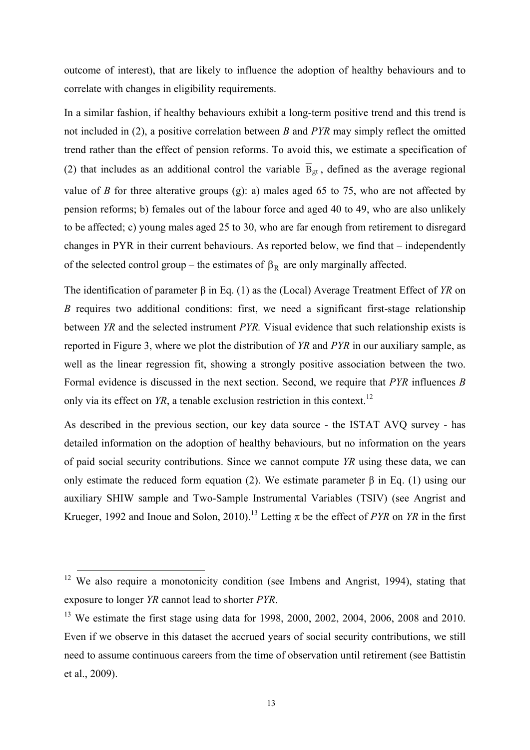outcome of interest), that are likely to influence the adoption of healthy behaviours and to correlate with changes in eligibility requirements.

In a similar fashion, if healthy behaviours exhibit a long-term positive trend and this trend is not included in (2), a positive correlation between *B* and *PYR* may simply reflect the omitted trend rather than the effect of pension reforms. To avoid this, we estimate a specification of (2) that includes as an additional control the variable $\overline{B}_{gt}$, defined as the average regional value of *B* for three alterative groups (g): a) males aged 65 to 75, who are not affected by pension reforms; b) females out of the labour force and aged 40 to 49, who are also unlikely to be affected; c) young males aged 25 to 30, who are far enough from retirement to disregard changes in PYR in their current behaviours. As reported below, we find that – independently of the selected control group – the estimates of $\beta_R$ are only marginally affected.

The identification of parameter β in Eq. (1) as the (Local) Average Treatment Effect of *YR* on *B* requires two additional conditions: first, we need a significant first-stage relationship between *YR* and the selected instrument *PYR.* Visual evidence that such relationship exists is reported in Figure 3, where we plot the distribution of *YR* and *PYR* in our auxiliary sample, as well as the linear regression fit, showing a strongly positive association between the two. Formal evidence is discussed in the next section. Second, we require that *PYR* influences *B* only via its effect on *YR*, a tenable exclusion restriction in this context.[12]

As described in the previous section, our key data source - the ISTAT AVQ survey - has detailed information on the adoption of healthy behaviours, but no information on the years of paid social security contributions. Since we cannot compute *YR* using these data, we can only estimate the reduced form equation (2). We estimate parameter β in Eq. (1) using our auxiliary SHIW sample and Two-Sample Instrumental Variables (TSIV) (see Angrist and Krueger, 1992 and Inoue and Solon, 2010).[13] Letting π be the effect of *PYR* on *YR* in the first

---

[12] We also require a monotonicity condition (see Imbens and Angrist, 1994), stating that exposure to longer *YR* cannot lead to shorter *PYR*.

[13] We estimate the first stage using data for 1998, 2000, 2002, 2004, 2006, 2008 and 2010. Even if we observe in this dataset the accrued years of social security contributions, we still need to assume continuous careers from the time of observation until retirement (see Battistin et al., 2009).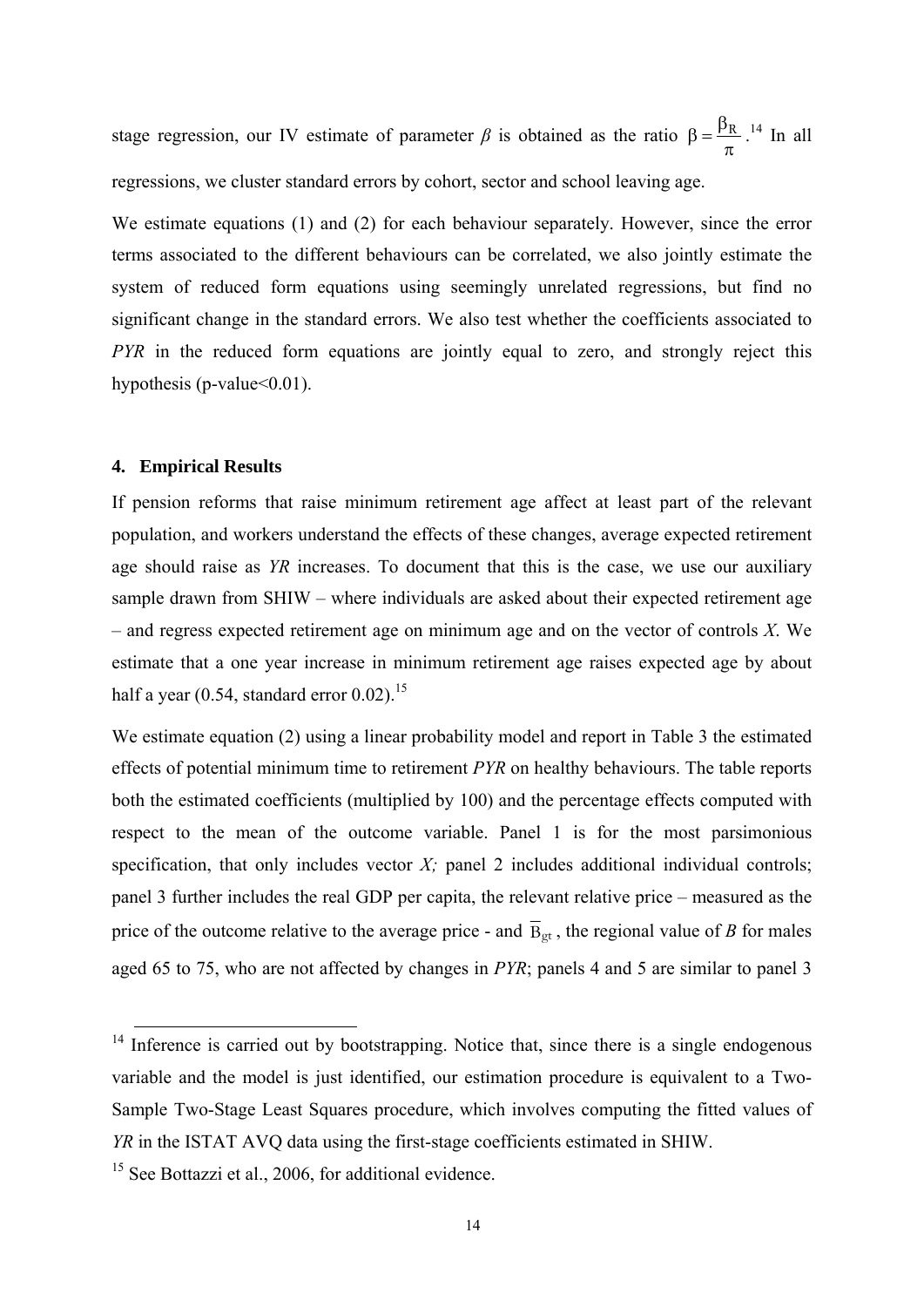stage regression, our IV estimate of parameter $\beta$ is obtained as the ratio $\beta = \frac{\beta_R}{\pi}$.[14] In all regressions, we cluster standard errors by cohort, sector and school leaving age.

We estimate equations (1) and (2) for each behaviour separately. However, since the error terms associated to the different behaviours can be correlated, we also jointly estimate the system of reduced form equations using seemingly unrelated regressions, but find no significant change in the standard errors. We also test whether the coefficients associated to *PYR* in the reduced form equations are jointly equal to zero, and strongly reject this hypothesis (p-value<0.01).

## 4. Empirical Results

If pension reforms that raise minimum retirement age affect at least part of the relevant population, and workers understand the effects of these changes, average expected retirement age should raise as *YR* increases. To document that this is the case, we use our auxiliary sample drawn from SHIW – where individuals are asked about their expected retirement age – and regress expected retirement age on minimum age and on the vector of controls *X*. We estimate that a one year increase in minimum retirement age raises expected age by about half a year (0.54, standard error 0.02).[15]

We estimate equation (2) using a linear probability model and report in Table 3 the estimated effects of potential minimum time to retirement *PYR* on healthy behaviours. The table reports both the estimated coefficients (multiplied by 100) and the percentage effects computed with respect to the mean of the outcome variable. Panel 1 is for the most parsimonious specification, that only includes vector *X;* panel 2 includes additional individual controls; panel 3 further includes the real GDP per capita, the relevant relative price – measured as the price of the outcome relative to the average price - and $\overline{B}_{gt}$, the regional value of *B* for males aged 65 to 75, who are not affected by changes in *PYR*; panels 4 and 5 are similar to panel 3

---

[14] Inference is carried out by bootstrapping. Notice that, since there is a single endogenous variable and the model is just identified, our estimation procedure is equivalent to a Two-Sample Two-Stage Least Squares procedure, which involves computing the fitted values of *YR* in the ISTAT AVQ data using the first-stage coefficients estimated in SHIW.

[15] See Bottazzi et al., 2006, for additional evidence.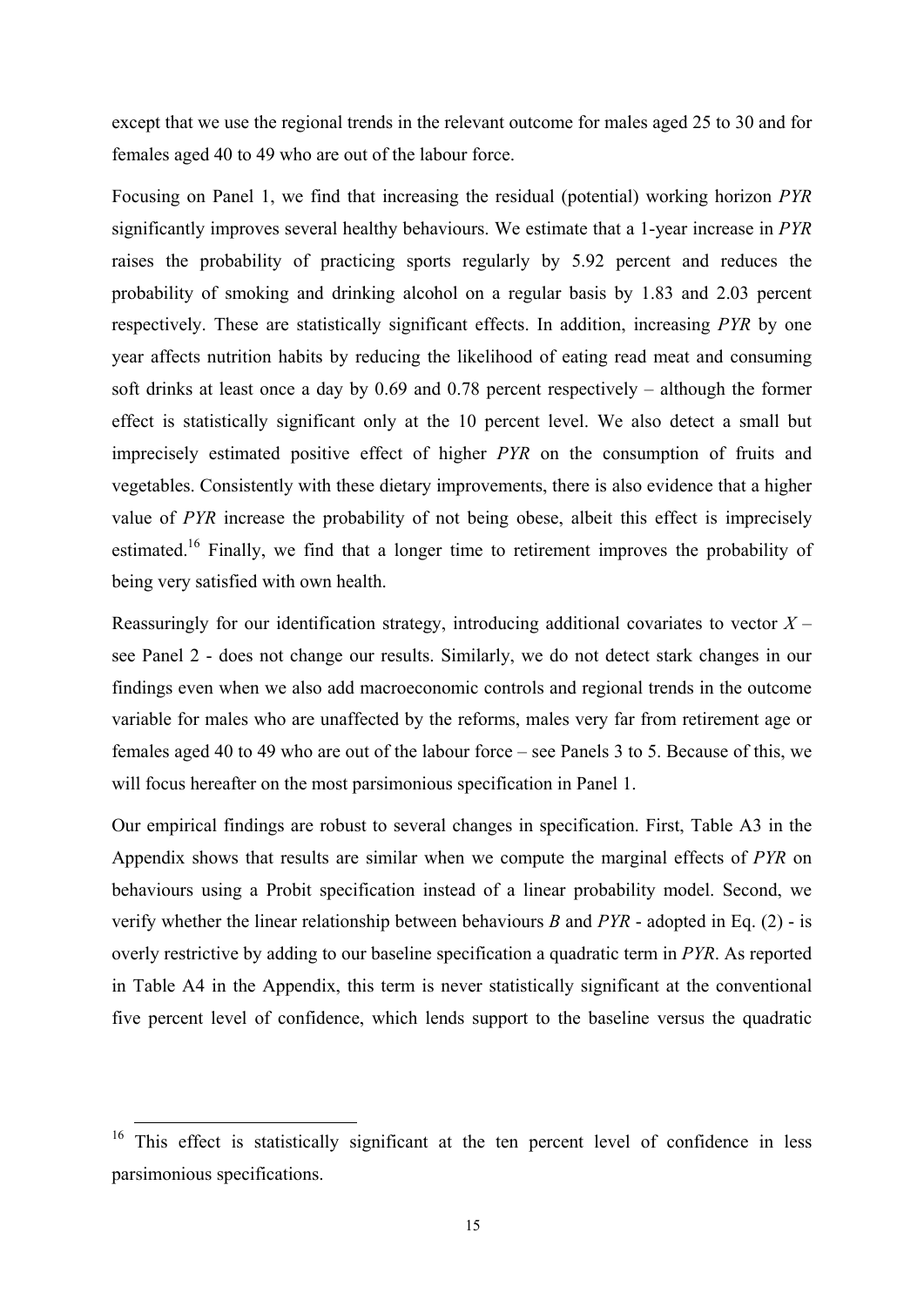except that we use the regional trends in the relevant outcome for males aged 25 to 30 and for females aged 40 to 49 who are out of the labour force.

Focusing on Panel 1, we find that increasing the residual (potential) working horizon *PYR* significantly improves several healthy behaviours. We estimate that a 1-year increase in *PYR* raises the probability of practicing sports regularly by 5.92 percent and reduces the probability of smoking and drinking alcohol on a regular basis by 1.83 and 2.03 percent respectively. These are statistically significant effects. In addition, increasing *PYR* by one year affects nutrition habits by reducing the likelihood of eating read meat and consuming soft drinks at least once a day by 0.69 and 0.78 percent respectively – although the former effect is statistically significant only at the 10 percent level. We also detect a small but imprecisely estimated positive effect of higher *PYR* on the consumption of fruits and vegetables. Consistently with these dietary improvements, there is also evidence that a higher value of *PYR* increase the probability of not being obese, albeit this effect is imprecisely estimated.[16] Finally, we find that a longer time to retirement improves the probability of being very satisfied with own health.

Reassuringly for our identification strategy, introducing additional covariates to vector $X$ – see Panel 2 - does not change our results. Similarly, we do not detect stark changes in our findings even when we also add macroeconomic controls and regional trends in the outcome variable for males who are unaffected by the reforms, males very far from retirement age or females aged 40 to 49 who are out of the labour force – see Panels 3 to 5. Because of this, we will focus hereafter on the most parsimonious specification in Panel 1.

Our empirical findings are robust to several changes in specification. First, Table A3 in the Appendix shows that results are similar when we compute the marginal effects of *PYR* on behaviours using a Probit specification instead of a linear probability model. Second, we verify whether the linear relationship between behaviours $B$ and *PYR* - adopted in Eq. (2) - is overly restrictive by adding to our baseline specification a quadratic term in *PYR*. As reported in Table A4 in the Appendix, this term is never statistically significant at the conventional five percent level of confidence, which lends support to the baseline versus the quadratic

---

[16] This effect is statistically significant at the ten percent level of confidence in less parsimonious specifications.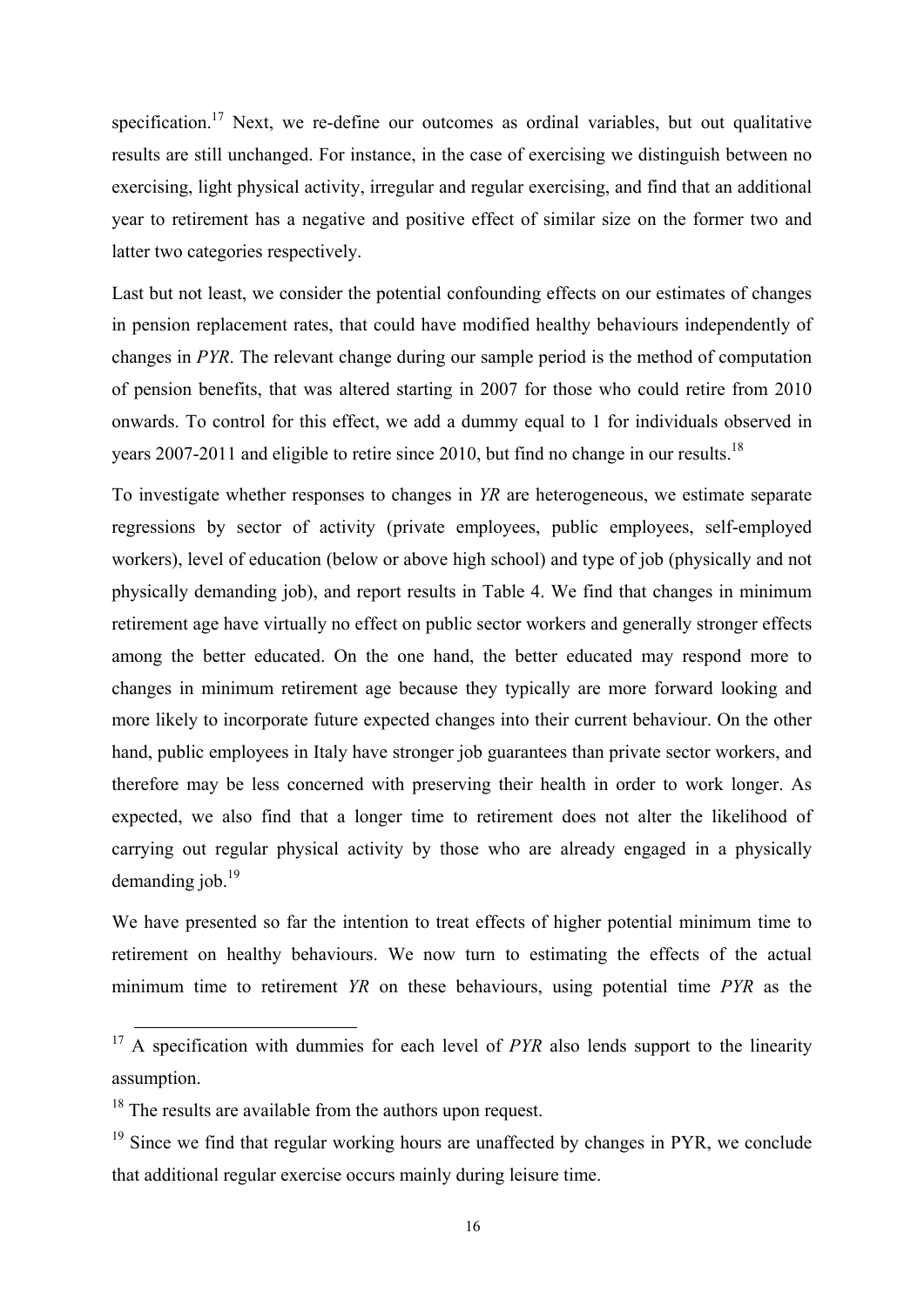specification.[17] Next, we re-define our outcomes as ordinal variables, but out qualitative results are still unchanged. For instance, in the case of exercising we distinguish between no exercising, light physical activity, irregular and regular exercising, and find that an additional year to retirement has a negative and positive effect of similar size on the former two and latter two categories respectively.

Last but not least, we consider the potential confounding effects on our estimates of changes in pension replacement rates, that could have modified healthy behaviours independently of changes in *PYR*. The relevant change during our sample period is the method of computation of pension benefits, that was altered starting in 2007 for those who could retire from 2010 onwards. To control for this effect, we add a dummy equal to 1 for individuals observed in years 2007-2011 and eligible to retire since 2010, but find no change in our results.[18]

To investigate whether responses to changes in *YR* are heterogeneous, we estimate separate regressions by sector of activity (private employees, public employees, self-employed workers), level of education (below or above high school) and type of job (physically and not physically demanding job), and report results in Table 4. We find that changes in minimum retirement age have virtually no effect on public sector workers and generally stronger effects among the better educated. On the one hand, the better educated may respond more to changes in minimum retirement age because they typically are more forward looking and more likely to incorporate future expected changes into their current behaviour. On the other hand, public employees in Italy have stronger job guarantees than private sector workers, and therefore may be less concerned with preserving their health in order to work longer. As expected, we also find that a longer time to retirement does not alter the likelihood of carrying out regular physical activity by those who are already engaged in a physically demanding job.[19]

We have presented so far the intention to treat effects of higher potential minimum time to retirement on healthy behaviours. We now turn to estimating the effects of the actual minimum time to retirement *YR* on these behaviours, using potential time *PYR* as the

---

[17] A specification with dummies for each level of *PYR* also lends support to the linearity assumption.

[18] The results are available from the authors upon request.

[19] Since we find that regular working hours are unaffected by changes in PYR, we conclude that additional regular exercise occurs mainly during leisure time.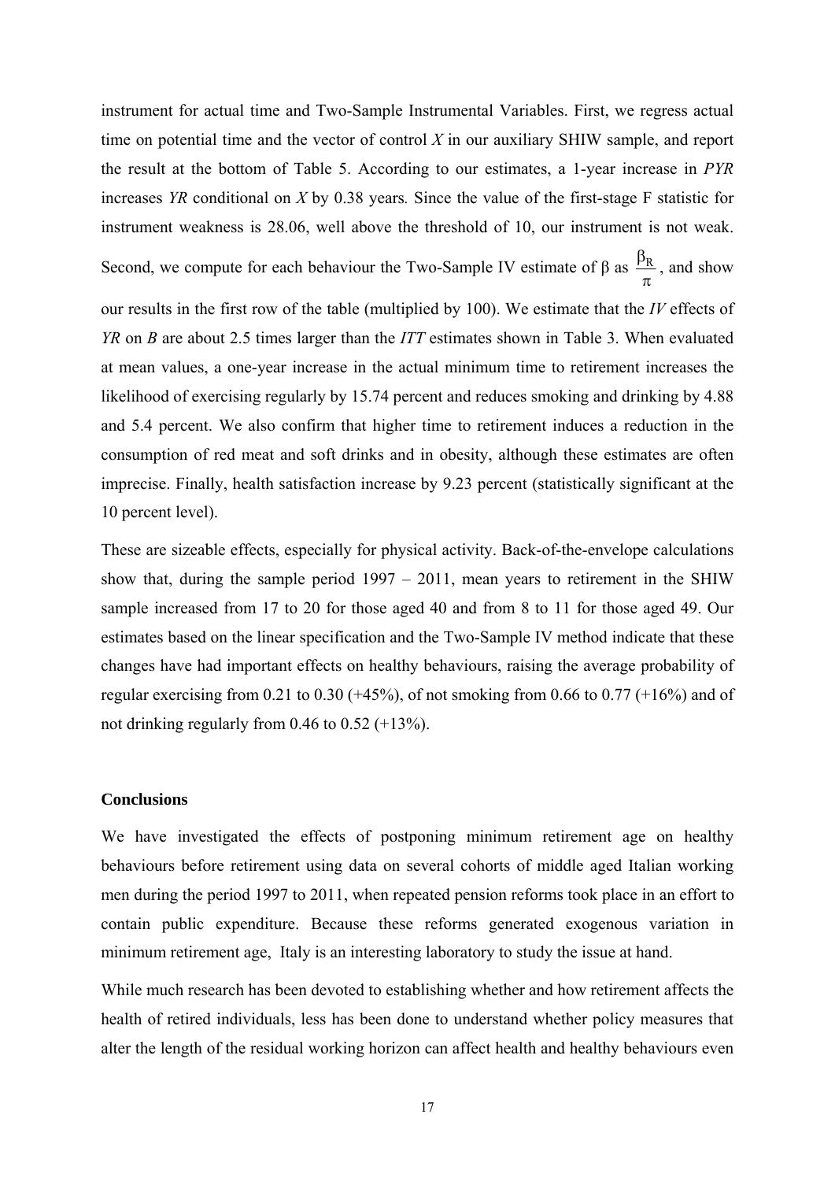instrument for actual time and Two-Sample Instrumental Variables. First, we regress actual time on potential time and the vector of control $X$ in our auxiliary SHIW sample, and report the result at the bottom of Table 5. According to our estimates, a 1-year increase in *PYR* increases *YR* conditional on $X$ by 0.38 years. Since the value of the first-stage F statistic for instrument weakness is 28.06, well above the threshold of 10, our instrument is not weak. Second, we compute for each behaviour the Two-Sample IV estimate of $\beta$ as $\frac{\beta_R}{\pi}$, and show our results in the first row of the table (multiplied by 100). We estimate that the *IV* effects of *YR* on *B* are about 2.5 times larger than the *ITT* estimates shown in Table 3. When evaluated at mean values, a one-year increase in the actual minimum time to retirement increases the likelihood of exercising regularly by 15.74 percent and reduces smoking and drinking by 4.88 and 5.4 percent. We also confirm that higher time to retirement induces a reduction in the consumption of red meat and soft drinks and in obesity, although these estimates are often imprecise. Finally, health satisfaction increase by 9.23 percent (statistically significant at the 10 percent level).

These are sizeable effects, especially for physical activity. Back-of-the-envelope calculations show that, during the sample period 1997 – 2011, mean years to retirement in the SHIW sample increased from 17 to 20 for those aged 40 and from 8 to 11 for those aged 49. Our estimates based on the linear specification and the Two-Sample IV method indicate that these changes have had important effects on healthy behaviours, raising the average probability of regular exercising from 0.21 to 0.30 (+45%), of not smoking from 0.66 to 0.77 (+16%) and of not drinking regularly from 0.46 to 0.52 (+13%).

## Conclusions

We have investigated the effects of postponing minimum retirement age on healthy behaviours before retirement using data on several cohorts of middle aged Italian working men during the period 1997 to 2011, when repeated pension reforms took place in an effort to contain public expenditure. Because these reforms generated exogenous variation in minimum retirement age, Italy is an interesting laboratory to study the issue at hand.

While much research has been devoted to establishing whether and how retirement affects the health of retired individuals, less has been done to understand whether policy measures that alter the length of the residual working horizon can affect health and healthy behaviours even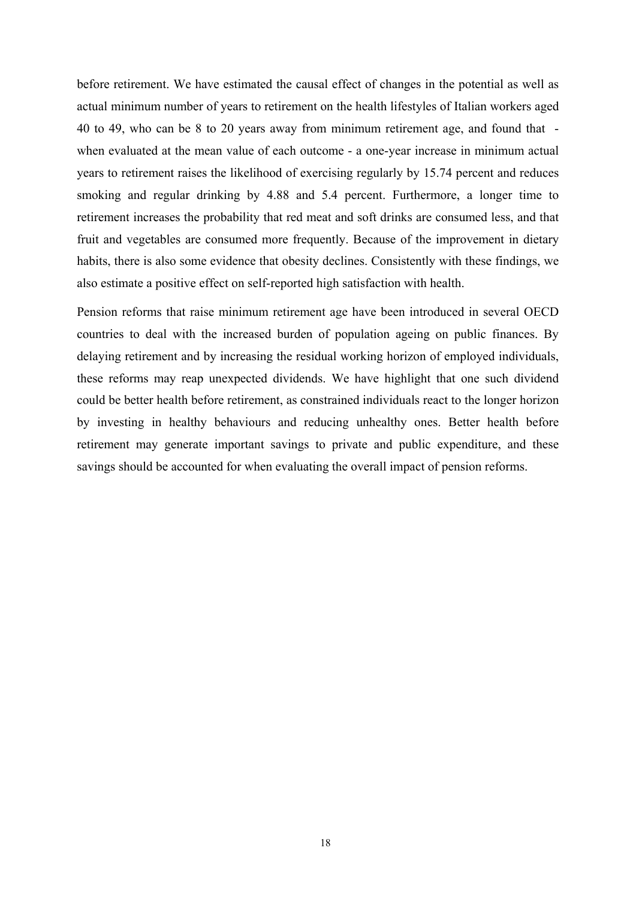before retirement. We have estimated the causal effect of changes in the potential as well as actual minimum number of years to retirement on the health lifestyles of Italian workers aged 40 to 49, who can be 8 to 20 years away from minimum retirement age, and found that - when evaluated at the mean value of each outcome - a one-year increase in minimum actual years to retirement raises the likelihood of exercising regularly by 15.74 percent and reduces smoking and regular drinking by 4.88 and 5.4 percent. Furthermore, a longer time to retirement increases the probability that red meat and soft drinks are consumed less, and that fruit and vegetables are consumed more frequently. Because of the improvement in dietary habits, there is also some evidence that obesity declines. Consistently with these findings, we also estimate a positive effect on self-reported high satisfaction with health.

Pension reforms that raise minimum retirement age have been introduced in several OECD countries to deal with the increased burden of population ageing on public finances. By delaying retirement and by increasing the residual working horizon of employed individuals, these reforms may reap unexpected dividends. We have highlight that one such dividend could be better health before retirement, as constrained individuals react to the longer horizon by investing in healthy behaviours and reducing unhealthy ones. Better health before retirement may generate important savings to private and public expenditure, and these savings should be accounted for when evaluating the overall impact of pension reforms.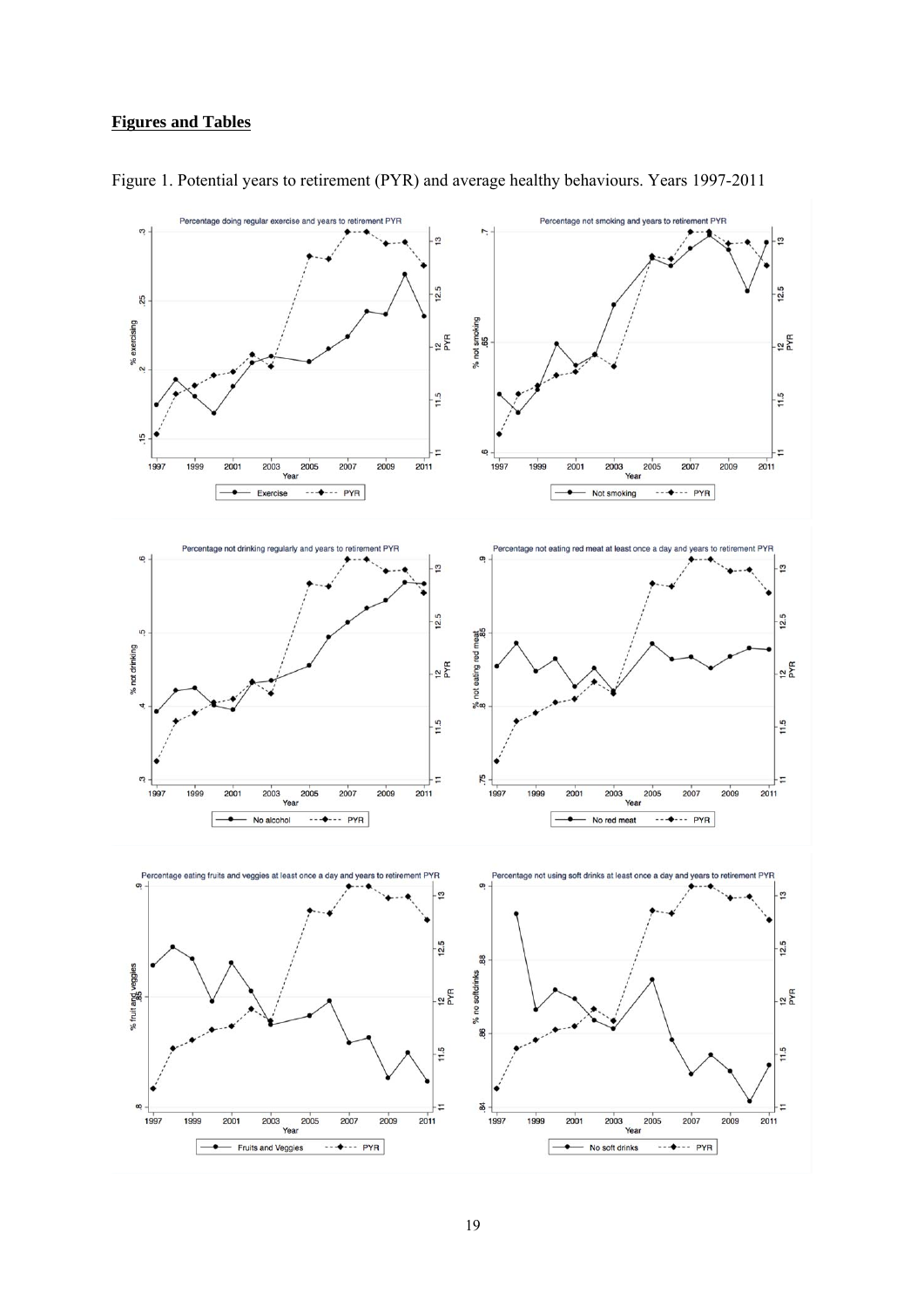**Figures and Tables**

Figure 1. Potential years to retirement (PYR) and average healthy behaviours. Years 1997-2011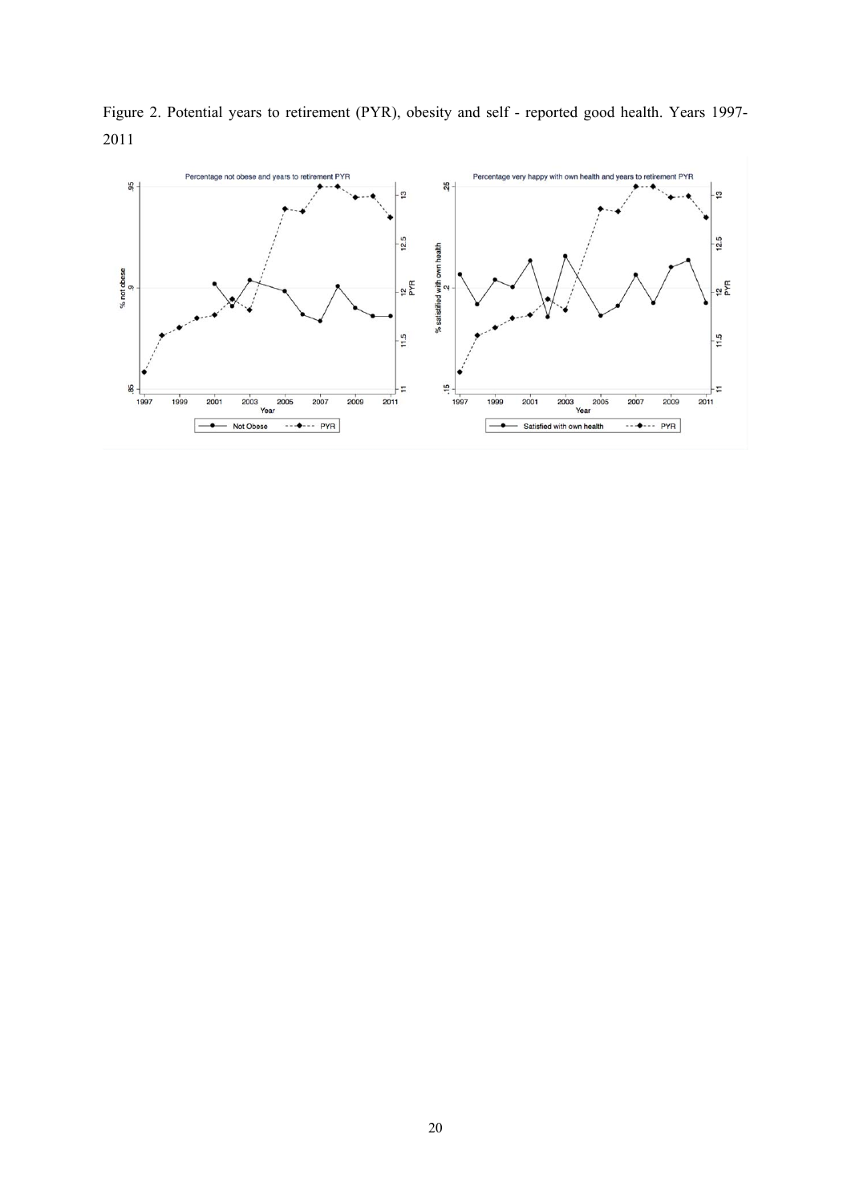Figure 2. Potential years to retirement (PYR), obesity and self - reported good health. Years 1997-2011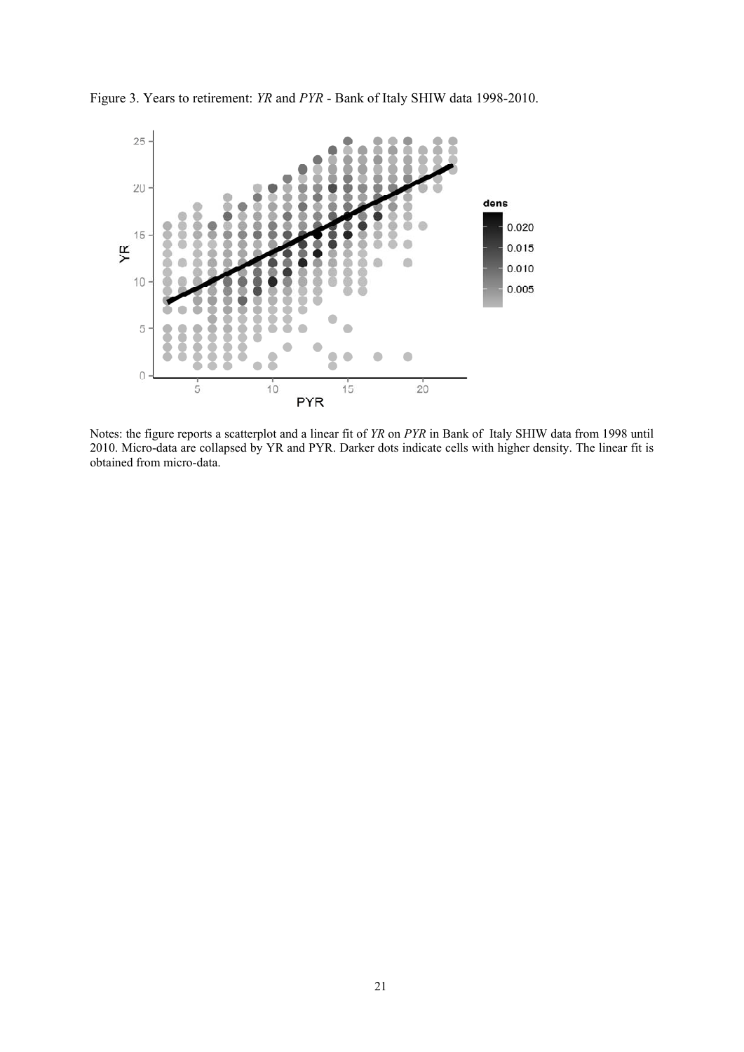Figure 3. Years to retirement: *YR* and *PYR* - Bank of Italy SHIW data 1998-2010.

Notes: the figure reports a scatterplot and a linear fit of *YR* on *PYR* in Bank of Italy SHIW data from 1998 until 2010. Micro-data are collapsed by YR and PYR. Darker dots indicate cells with higher density. The linear fit is obtained from micro-data.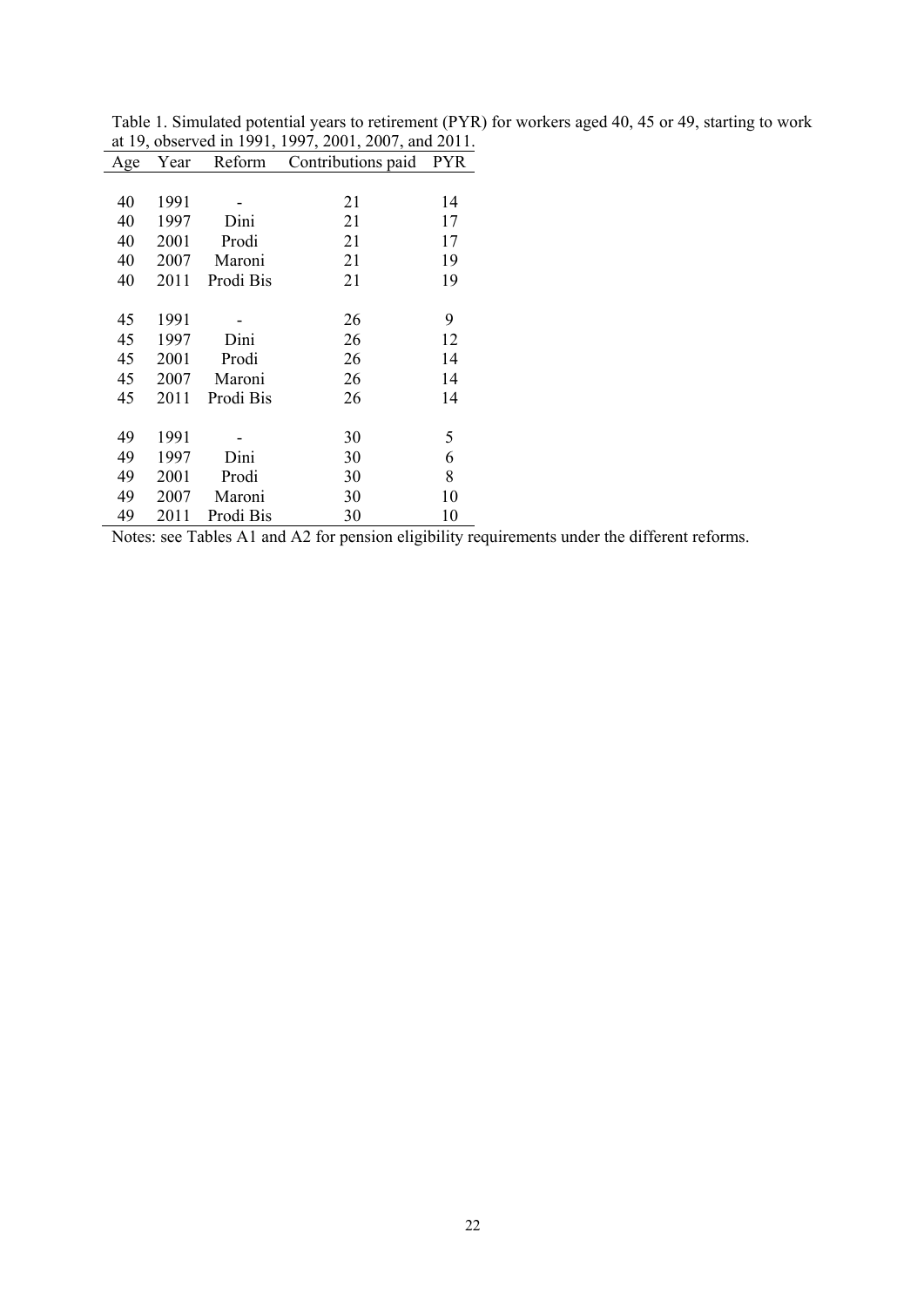Table 1. Simulated potential years to retirement (PYR) for workers aged 40, 45 or 49, starting to work at 19, observed in 1991, 1997, 2001, 2007, and 2011.

| Age | Year | Reform | Contributions paid | PYR |
|---|---|---|---|---|
| 40 | 1991 | - | 21 | 14 |
| 40 | 1997 | Dini | 21 | 17 |
| 40 | 2001 | Prodi | 21 | 17 |
| 40 | 2007 | Maroni | 21 | 19 |
| 40 | 2011 | Prodi Bis | 21 | 19 |
| 45 | 1991 | - | 26 | 9 |
| 45 | 1997 | Dini | 26 | 12 |
| 45 | 2001 | Prodi | 26 | 14 |
| 45 | 2007 | Maroni | 26 | 14 |
| 45 | 2011 | Prodi Bis | 26 | 14 |
| 49 | 1991 | - | 30 | 5 |
| 49 | 1997 | Dini | 30 | 6 |
| 49 | 2001 | Prodi | 30 | 8 |
| 49 | 2007 | Maroni | 30 | 10 |
| 49 | 2011 | Prodi Bis | 30 | 10 |

Notes: see Tables A1 and A2 for pension eligibility requirements under the different reforms.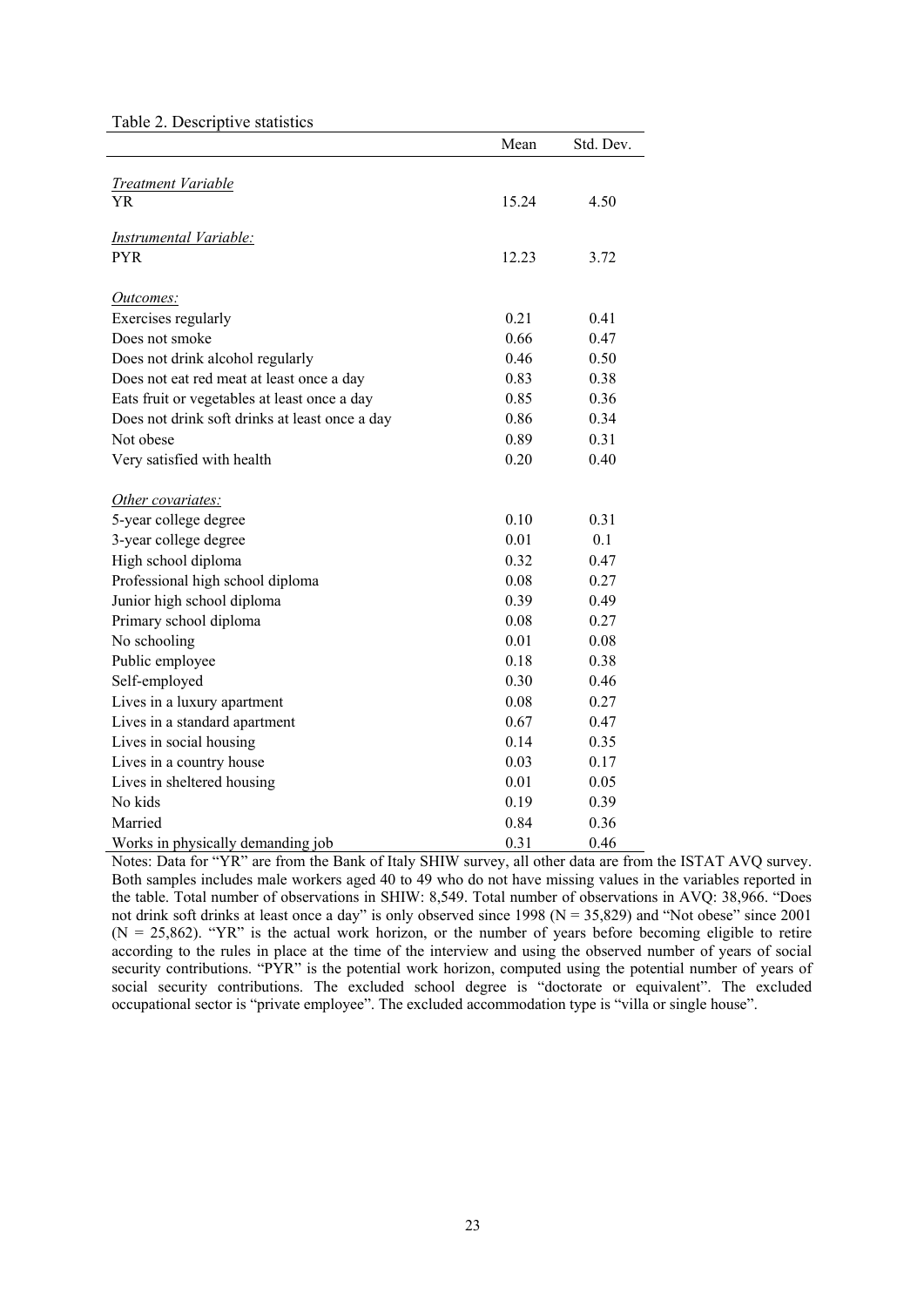Table 2. Descriptive statistics

| | Mean | Std. Dev. |
|---|---|---|
| *Treatment Variable* | | |
| YR | 15.24 | 4.50 |
| *Instrumental Variable:* | | |
| PYR | 12.23 | 3.72 |
| *Outcomes:* | | |
| Exercises regularly | 0.21 | 0.41 |
| Does not smoke | 0.66 | 0.47 |
| Does not drink alcohol regularly | 0.46 | 0.50 |
| Does not eat red meat at least once a day | 0.83 | 0.38 |
| Eats fruit or vegetables at least once a day | 0.85 | 0.36 |
| Does not drink soft drinks at least once a day | 0.86 | 0.34 |
| Not obese | 0.89 | 0.31 |
| Very satisfied with health | 0.20 | 0.40 |
| *Other covariates:* | | |
| 5-year college degree | 0.10 | 0.31 |
| 3-year college degree | 0.01 | 0.1 |
| High school diploma | 0.32 | 0.47 |
| Professional high school diploma | 0.08 | 0.27 |
| Junior high school diploma | 0.39 | 0.49 |
| Primary school diploma | 0.08 | 0.27 |
| No schooling | 0.01 | 0.08 |
| Public employee | 0.18 | 0.38 |
| Self-employed | 0.30 | 0.46 |
| Lives in a luxury apartment | 0.08 | 0.27 |
| Lives in a standard apartment | 0.67 | 0.47 |
| Lives in social housing | 0.14 | 0.35 |
| Lives in a country house | 0.03 | 0.17 |
| Lives in sheltered housing | 0.01 | 0.05 |
| No kids | 0.19 | 0.39 |
| Married | 0.84 | 0.36 |
| Works in physically demanding job | 0.31 | 0.46 |

Notes: Data for "YR" are from the Bank of Italy SHIW survey, all other data are from the ISTAT AVQ survey. Both samples includes male workers aged 40 to 49 who do not have missing values in the variables reported in the table. Total number of observations in SHIW: 8,549. Total number of observations in AVQ: 38,966. "Does not drink soft drinks at least once a day" is only observed since 1998 (N = 35,829) and "Not obese" since 2001 (N = 25,862). "YR" is the actual work horizon, or the number of years before becoming eligible to retire according to the rules in place at the time of the interview and using the observed number of years of social security contributions. "PYR" is the potential work horizon, computed using the potential number of years of social security contributions. The excluded school degree is "doctorate or equivalent". The excluded occupational sector is "private employee". The excluded accommodation type is "villa or single house".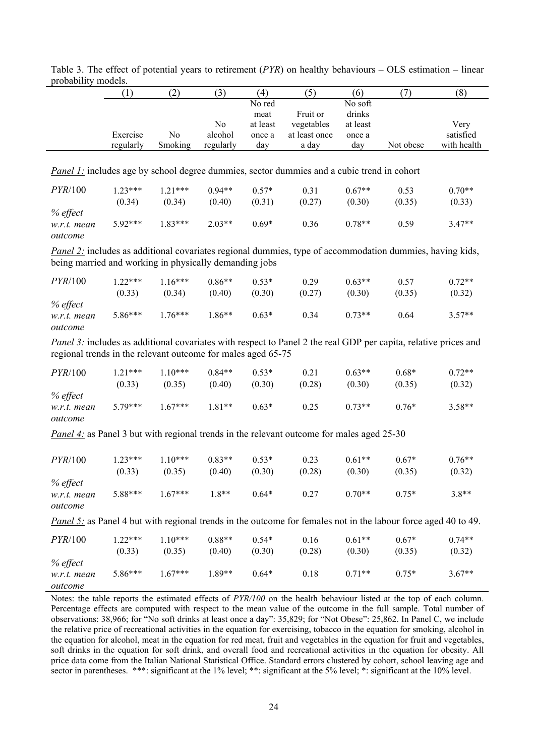Table 3. The effect of potential years to retirement (*PYR*) on healthy behaviours – OLS estimation – linear probability models.

| | (1) | (2) | (3) | (4) | (5) | (6) | (7) | (8) |
|---|---|---|---|---|---|---|---|---|
| | Exercise regularly | No Smoking | No alcohol regularly | No red meat at least once a day | Fruit or vegetables at least once a day | No soft drinks at least once a day | Not obese | Very satisfied with health |
| *Panel 1:* includes age by school degree dummies, sector dummies and a cubic trend in cohort | | | | | | | | |
| *PYR*/100 | 1.23*** | 1.21*** | 0.94** | 0.57* | 0.31 | 0.67** | 0.53 | 0.70** |
| | (0.34) | (0.34) | (0.40) | (0.31) | (0.27) | (0.30) | (0.35) | (0.33) |
| *% effect w.r.t. mean outcome* | 5.92*** | 1.83*** | 2.03** | 0.69* | 0.36 | 0.78** | 0.59 | 3.47** |
| *Panel 2:* includes as additional covariates regional dummies, type of accommodation dummies, having kids, being married and working in physically demanding jobs | | | | | | | | |
| *PYR*/100 | 1.22*** | 1.16*** | 0.86** | 0.53* | 0.29 | 0.63** | 0.57 | 0.72** |
| | (0.33) | (0.34) | (0.40) | (0.30) | (0.27) | (0.30) | (0.35) | (0.32) |
| *% effect w.r.t. mean outcome* | 5.86*** | 1.76*** | 1.86** | 0.63* | 0.34 | 0.73** | 0.64 | 3.57** |
| *Panel 3:* includes as additional covariates with respect to Panel 2 the real GDP per capita, relative prices and regional trends in the relevant outcome for males aged 65-75 | | | | | | | | |
| *PYR*/100 | 1.21*** | 1.10*** | 0.84** | 0.53* | 0.21 | 0.63** | 0.68* | 0.72** |
| | (0.33) | (0.35) | (0.40) | (0.30) | (0.28) | (0.30) | (0.35) | (0.32) |
| *% effect w.r.t. mean outcome* | 5.79*** | 1.67*** | 1.81** | 0.63* | 0.25 | 0.73** | 0.76* | 3.58** |
| *Panel 4:* as Panel 3 but with regional trends in the relevant outcome for males aged 25-30 | | | | | | | | |
| *PYR*/100 | 1.23*** | 1.10*** | 0.83** | 0.53* | 0.23 | 0.61** | 0.67* | 0.76** |
| | (0.33) | (0.35) | (0.40) | (0.30) | (0.28) | (0.30) | (0.35) | (0.32) |
| *% effect w.r.t. mean outcome* | 5.88*** | 1.67*** | 1.8** | 0.64* | 0.27 | 0.70** | 0.75* | 3.8** |
| *Panel 5:* as Panel 4 but with regional trends in the outcome for females not in the labour force aged 40 to 49. | | | | | | | | |
| *PYR*/100 | 1.22*** | 1.10*** | 0.88** | 0.54* | 0.16 | 0.61** | 0.67* | 0.74** |
| | (0.33) | (0.35) | (0.40) | (0.30) | (0.28) | (0.30) | (0.35) | (0.32) |
| *% effect w.r.t. mean outcome* | 5.86*** | 1.67*** | 1.89** | 0.64* | 0.18 | 0.71** | 0.75* | 3.67** |

Notes: the table reports the estimated effects of *PYR/100* on the health behaviour listed at the top of each column. Percentage effects are computed with respect to the mean value of the outcome in the full sample. Total number of observations: 38,966; for "No soft drinks at least once a day": 35,829; for "Not Obese": 25,862. In Panel C, we include the relative price of recreational activities in the equation for exercising, tobacco in the equation for smoking, alcohol in the equation for alcohol, meat in the equation for red meat, fruit and vegetables in the equation for fruit and vegetables, soft drinks in the equation for soft drink, and overall food and recreational activities in the equation for obesity. All price data come from the Italian National Statistical Office. Standard errors clustered by cohort, school leaving age and sector in parentheses. ***: significant at the 1% level; **: significant at the 5% level; *: significant at the 10% level.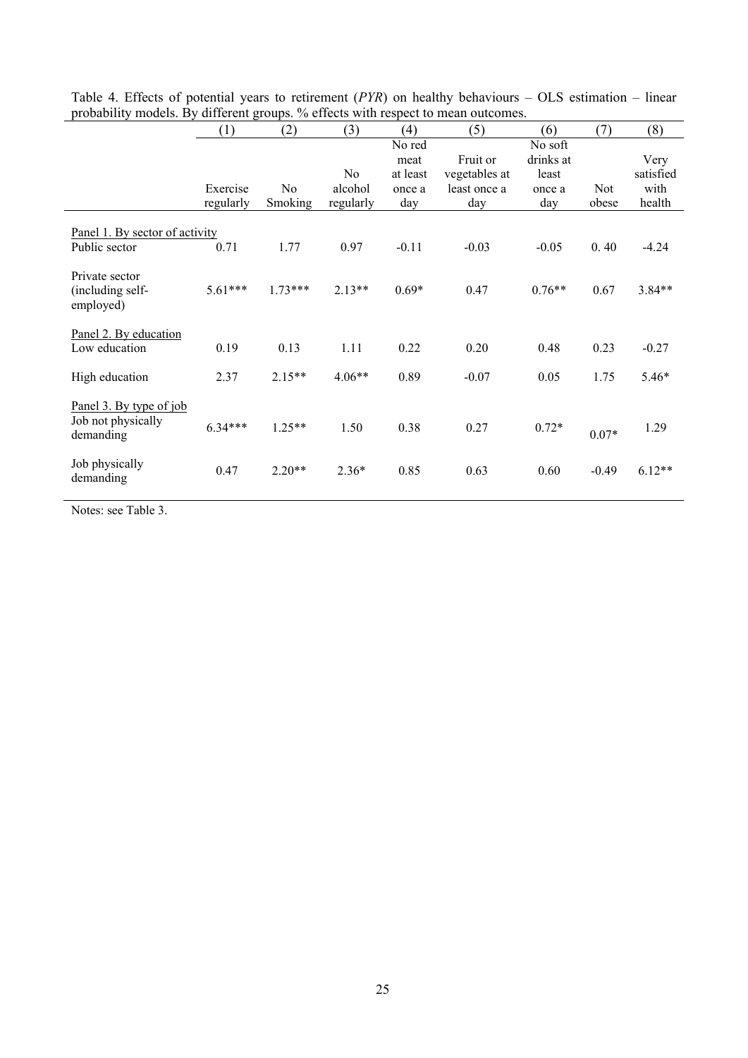Table 4. Effects of potential years to retirement (*PYR*) on healthy behaviours – OLS estimation – linear probability models. By different groups. % effects with respect to mean outcomes.

| | (1) | (2) | (3) | (4) | (5) | (6) | (7) | (8) |
|---|---|---|---|---|---|---|---|---|
| | Exercise regularly | No Smoking | No alcohol regularly | No red meat at least once a day | Fruit or vegetables at least once a day | No soft drinks at least once a day | Not obese | Very satisfied with health |
| Panel 1. By sector of activity | | | | | | | | |
| Public sector | 0.71 | 1.77 | 0.97 | -0.11 | -0.03 | -0.05 | 0. 40 | -4.24 |
| Private sector (including self-employed) | 5.61*** | 1.73*** | 2.13** | 0.69* | 0.47 | 0.76** | 0.67 | 3.84** |
| Panel 2. By education | | | | | | | | |
| Low education | 0.19 | 0.13 | 1.11 | 0.22 | 0.20 | 0.48 | 0.23 | -0.27 |
| High education | 2.37 | 2.15** | 4.06** | 0.89 | -0.07 | 0.05 | 1.75 | 5.46* |
| Panel 3. By type of job | | | | | | | | |
| Job not physically demanding | 6.34*** | 1.25** | 1.50 | 0.38 | 0.27 | 0.72* | 0.07* | 1.29 |
| Job physically demanding | 0.47 | 2.20** | 2.36* | 0.85 | 0.63 | 0.60 | -0.49 | 6.12** |

Notes: see Table 3.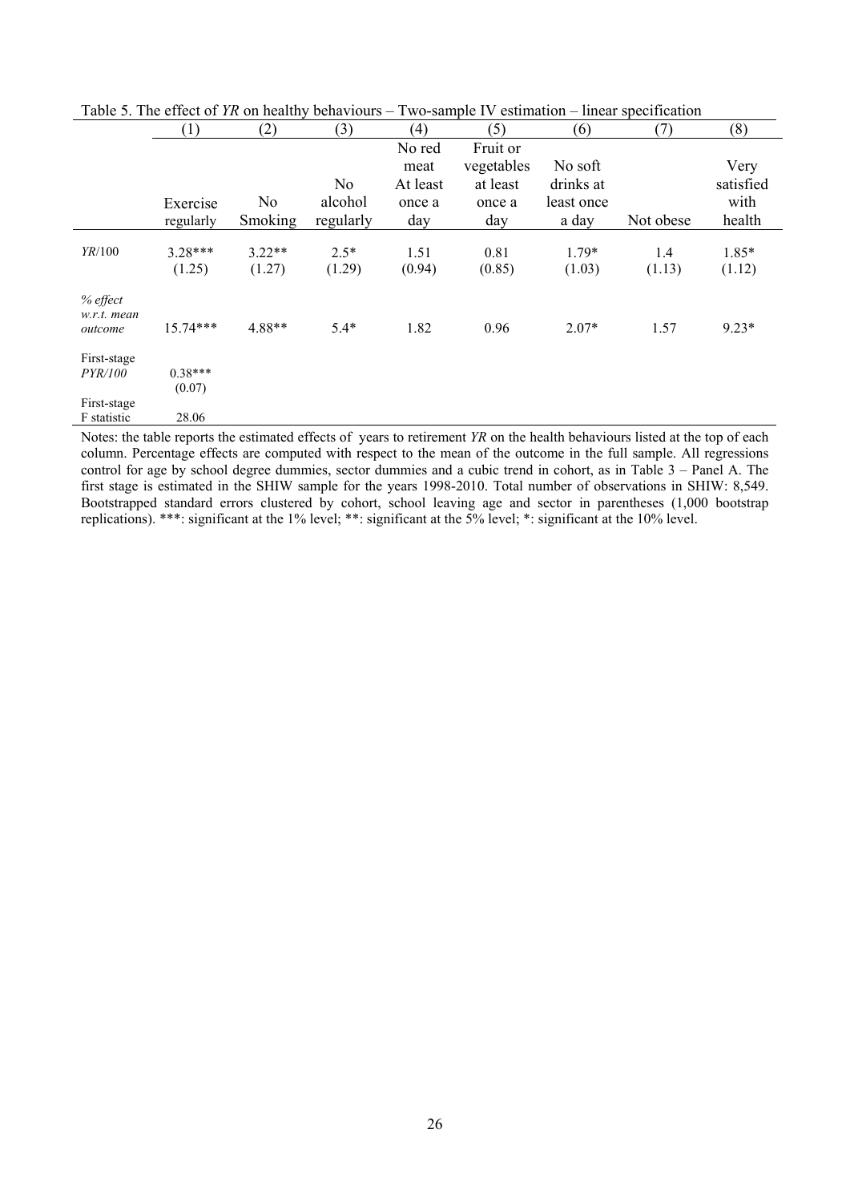Table 5. The effect of *YR* on healthy behaviours – Two-sample IV estimation – linear specification

| | (1) | (2) | (3) | (4) | (5) | (6) | (7) | (8) |
|---|---|---|---|---|---|---|---|---|
| | Exercise regularly | No Smoking | No alcohol regularly | No red meat At least once a day | Fruit or vegetables at least once a day | No soft drinks at least once a day | Not obese | Very satisfied with health |
| *YR*/100 | 3.28*** | 3.22** | 2.5* | 1.51 | 0.81 | 1.79* | 1.4 | 1.85* |
| | (1.25) | (1.27) | (1.29) | (0.94) | (0.85) | (1.03) | (1.13) | (1.12) |
| *% effect w.r.t. mean outcome* | 15.74*** | 4.88** | 5.4* | 1.82 | 0.96 | 2.07* | 1.57 | 9.23* |
| First-stage *PYR/100* | 0.38*** | | | | | | | |
| | (0.07) | | | | | | | |
| First-stage F statistic | 28.06 | | | | | | | |

Notes: the table reports the estimated effects of years to retirement *YR* on the health behaviours listed at the top of each column. Percentage effects are computed with respect to the mean of the outcome in the full sample. All regressions control for age by school degree dummies, sector dummies and a cubic trend in cohort, as in Table 3 – Panel A. The first stage is estimated in the SHIW sample for the years 1998-2010. Total number of observations in SHIW: 8,549. Bootstrapped standard errors clustered by cohort, school leaving age and sector in parentheses (1,000 bootstrap replications). ***: significant at the 1% level; **: significant at the 5% level; *: significant at the 10% level.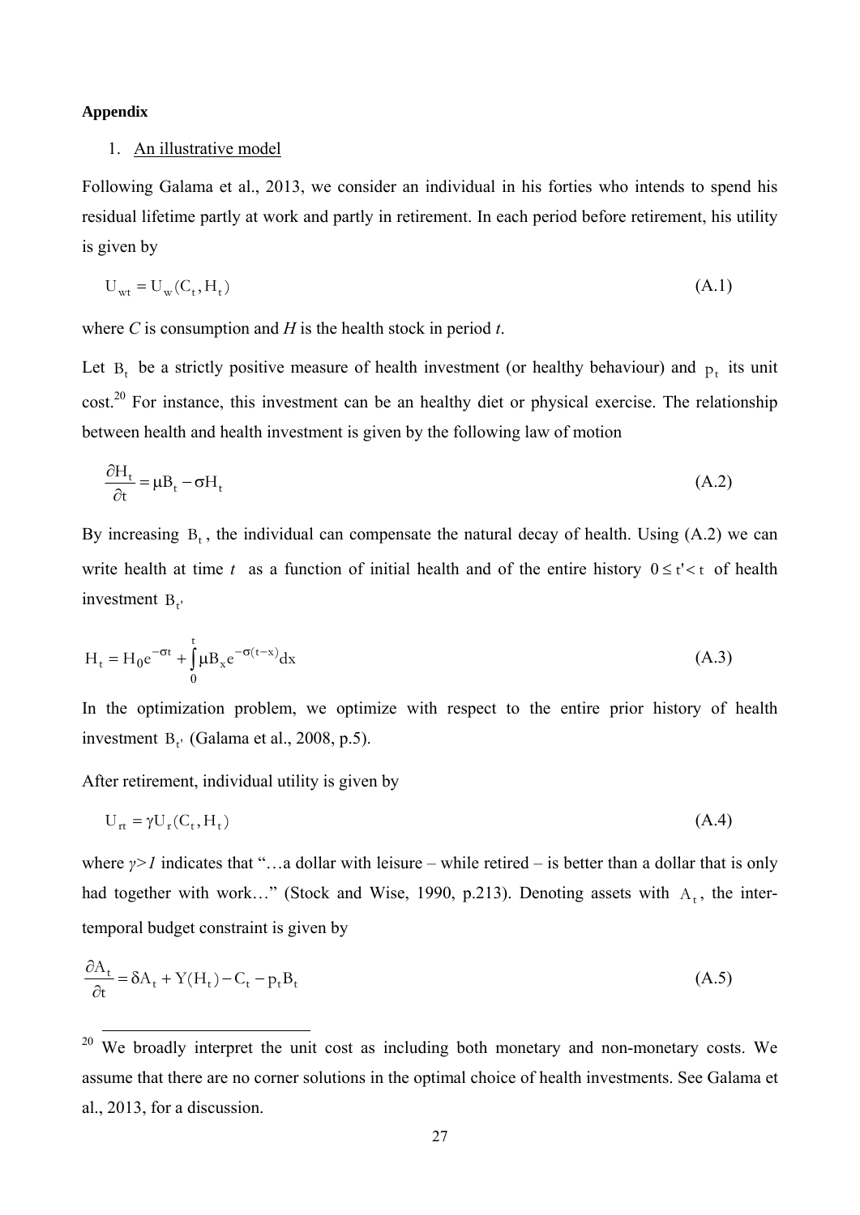**Appendix**

1. An illustrative model

Following Galama et al., 2013, we consider an individual in his forties who intends to spend his residual lifetime partly at work and partly in retirement. In each period before retirement, his utility is given by

$$U_{wt} = U_w(C_t, H_t) \tag{A.1}$$

where *C* is consumption and *H* is the health stock in period *t*.

Let $B_t$ be a strictly positive measure of health investment (or healthy behaviour) and $p_t$ its unit cost.[20] For instance, this investment can be an healthy diet or physical exercise. The relationship between health and health investment is given by the following law of motion

$$\frac{\partial H_t}{\partial t} = \mu B_t - \sigma H_t \tag{A.2}$$

By increasing $B_t$, the individual can compensate the natural decay of health. Using (A.2) we can write health at time $t$ as a function of initial health and of the entire history $0 \le t' < t$ of health investment $B_{t'}$

$$H_t = H_0 e^{-\sigma t} + \int_0^t \mu B_x e^{-\sigma(t-x)} dx \tag{A.3}$$

In the optimization problem, we optimize with respect to the entire prior history of health investment $B_{t'}$ (Galama et al., 2008, p.5).

After retirement, individual utility is given by

$$U_{rt} = \gamma U_r(C_t, H_t) \tag{A.4}$$

where $\gamma > 1$ indicates that "…a dollar with leisure – while retired – is better than a dollar that is only had together with work…" (Stock and Wise, 1990, p.213). Denoting assets with $A_t$, the inter-temporal budget constraint is given by

$$\frac{\partial A_t}{\partial t} = \delta A_t + Y(H_t) - C_t - p_t B_t \tag{A.5}$$

[20] We broadly interpret the unit cost as including both monetary and non-monetary costs. We assume that there are no corner solutions in the optimal choice of health investments. See Galama et al., 2013, for a discussion.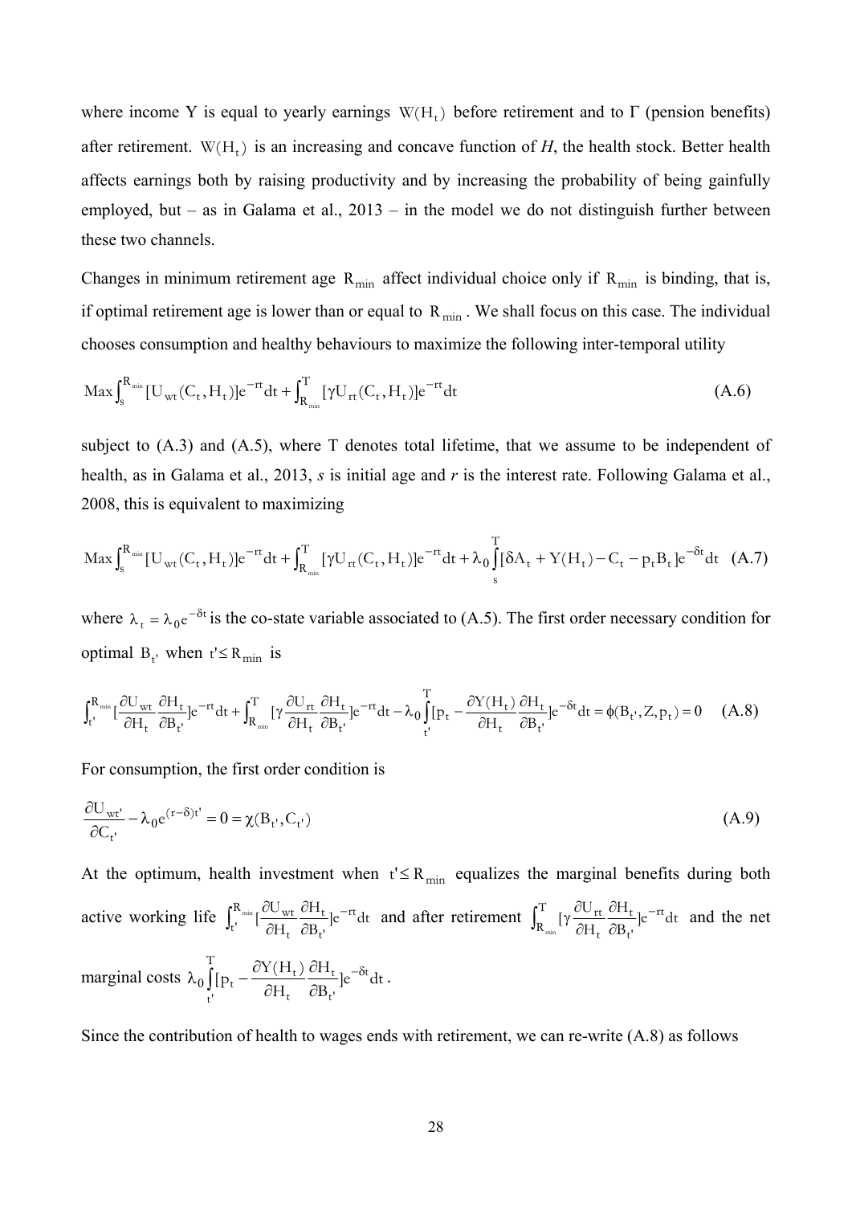where income Y is equal to yearly earnings $W(H_t)$ before retirement and to Γ (pension benefits) after retirement. $W(H_t)$ is an increasing and concave function of *H*, the health stock. Better health affects earnings both by raising productivity and by increasing the probability of being gainfully employed, but – as in Galama et al., 2013 – in the model we do not distinguish further between these two channels.

Changes in minimum retirement age $R_{min}$ affect individual choice only if $R_{min}$ is binding, that is, if optimal retirement age is lower than or equal to $R_{min}$. We shall focus on this case. The individual chooses consumption and healthy behaviours to maximize the following inter-temporal utility

$$\text{Max}\int_s^{R_{min}}[U_{wt}(C_t,H_t)]e^{-rt}dt+\int_{R_{min}}^{T}[\gamma U_{rt}(C_t,H_t)]e^{-rt}dt \tag{A.6}$$

subject to (A.3) and (A.5), where T denotes total lifetime, that we assume to be independent of health, as in Galama et al., 2013, *s* is initial age and *r* is the interest rate. Following Galama et al., 2008, this is equivalent to maximizing

$$\text{Max}\int_s^{R_{min}}[U_{wt}(C_t,H_t)]e^{-rt}dt+\int_{R_{min}}^{T}[\gamma U_{rt}(C_t,H_t)]e^{-rt}dt+\lambda_0\int_s^{T}[\delta A_t+Y(H_t)-C_t-p_tB_t]e^{-\delta t}dt \tag{A.7}$$

where $\lambda_t=\lambda_0 e^{-\delta t}$ is the co-state variable associated to (A.5). The first order necessary condition for optimal $B_{t'}$ when $t'\leq R_{min}$ is

$$\int_{t'}^{R_{min}}[\frac{\partial U_{wt}}{\partial H_t}\frac{\partial H_t}{\partial B_{t'}}]e^{-rt}dt+\int_{R_{min}}^{T}[\gamma\frac{\partial U_{rt}}{\partial H_t}\frac{\partial H_t}{\partial B_{t'}}]e^{-rt}dt-\lambda_0\int_{t'}^{T}[p_t-\frac{\partial Y(H_t)}{\partial H_t}\frac{\partial H_t}{\partial B_{t'}}]e^{-\delta t}dt=\phi(B_{t'},Z,p_t)=0 \tag{A.8}$$

For consumption, the first order condition is

$$\frac{\partial U_{wt'}}{\partial C_{t'}}-\lambda_0 e^{(r-\delta)t'}=0=\chi(B_{t'},C_{t'}) \tag{A.9}$$

At the optimum, health investment when $t'\leq R_{min}$ equalizes the marginal benefits during both active working life $\int_{t'}^{R_{min}}[\frac{\partial U_{wt}}{\partial H_t}\frac{\partial H_t}{\partial B_{t'}}]e^{-rt}dt$ and after retirement $\int_{R_{min}}^{T}[\gamma\frac{\partial U_{rt}}{\partial H_t}\frac{\partial H_t}{\partial B_{t'}}]e^{-rt}dt$ and the net marginal costs $\lambda_0\int_{t'}^{T}[p_t-\frac{\partial Y(H_t)}{\partial H_t}\frac{\partial H_t}{\partial B_{t'}}]e^{-\delta t}dt$.

Since the contribution of health to wages ends with retirement, we can re-write (A.8) as follows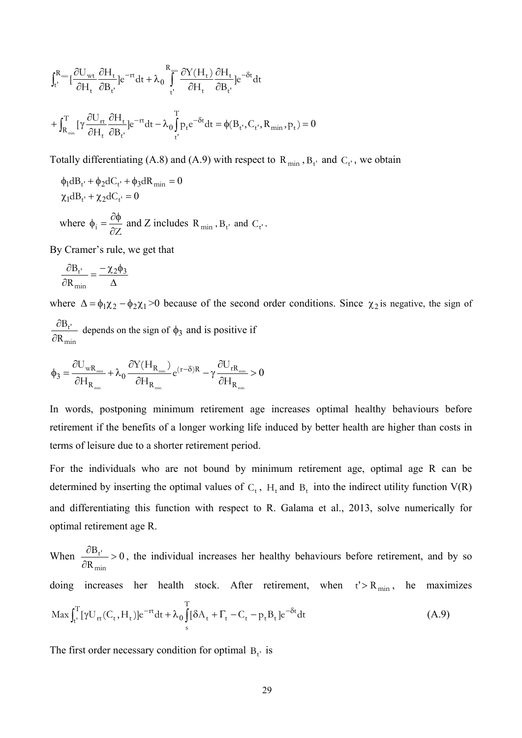$$\int_{t'}^{R_{min}} [\frac{\partial U_{wt}}{\partial H_t}\frac{\partial H_t}{\partial B_{t'}}]e^{-rt}dt + \lambda_0 \int_{t'}^{R_{min}} \frac{\partial Y(H_t)}{\partial H_t}\frac{\partial H_t}{\partial B_{t'}}]e^{-\delta t}dt$$

$$+\int_{R_{min}}^{T} [\gamma \frac{\partial U_{rt}}{\partial H_t}\frac{\partial H_t}{\partial B_{t'}}]e^{-rt}dt - \lambda_0 \int_{t'}^{T} p_t e^{-\delta t}dt = \phi(B_{t'}, C_{t'}, R_{min}, p_t) = 0$$

Totally differentiating (A.8) and (A.9) with respect to $R_{min}$, $B_{t'}$ and $C_{t'}$, we obtain

$$\phi_1 dB_{t'} + \phi_2 dC_{t'} + \phi_3 dR_{min} = 0$$
$$\chi_1 dB_{t'} + \chi_2 dC_{t'} = 0$$

where $\phi_i = \dfrac{\partial \phi}{\partial Z}$ and Z includes $R_{min}$, $B_{t'}$ and $C_{t'}$.

By Cramer's rule, we get that

$$\frac{\partial B_{t'}}{\partial R_{min}} = \frac{-\chi_2 \phi_3}{\Delta}$$

where $\Delta = \phi_1\chi_2 - \phi_2\chi_1 > 0$ because of the second order conditions. Since $\chi_2$ is negative, the sign of $\dfrac{\partial B_{t'}}{\partial R_{min}}$ depends on the sign of $\phi_3$ and is positive if

$$\phi_3 = \frac{\partial U_{wR_{min}}}{\partial H_{R_{min}}} + \lambda_0 \frac{\partial Y(H_{R_{min}})}{\partial H_{R_{min}}} e^{(r-\delta)R} - \gamma \frac{\partial U_{rR_{min}}}{\partial H_{R_{min}}} > 0$$

In words, postponing minimum retirement age increases optimal healthy behaviours before retirement if the benefits of a longer working life induced by better health are higher than costs in terms of leisure due to a shorter retirement period.

For the individuals who are not bound by minimum retirement age, optimal age R can be determined by inserting the optimal values of $C_t$, $H_t$ and $B_t$ into the indirect utility function V(R) and differentiating this function with respect to R. Galama et al., 2013, solve numerically for optimal retirement age R.

When $\dfrac{\partial B_{t'}}{\partial R_{min}} > 0$, the individual increases her healthy behaviours before retirement, and by so doing increases her health stock. After retirement, when $t' > R_{min}$, he maximizes

$$\text{Max} \int_{t'}^{T} [\gamma U_{rt}(C_t, H_t)]e^{-rt}dt + \lambda_0 \int_{s}^{T} [\delta A_t + \Gamma_t - C_t - p_t B_t]e^{-\delta t}dt \qquad (A.9)$$

The first order necessary condition for optimal $B_{t'}$ is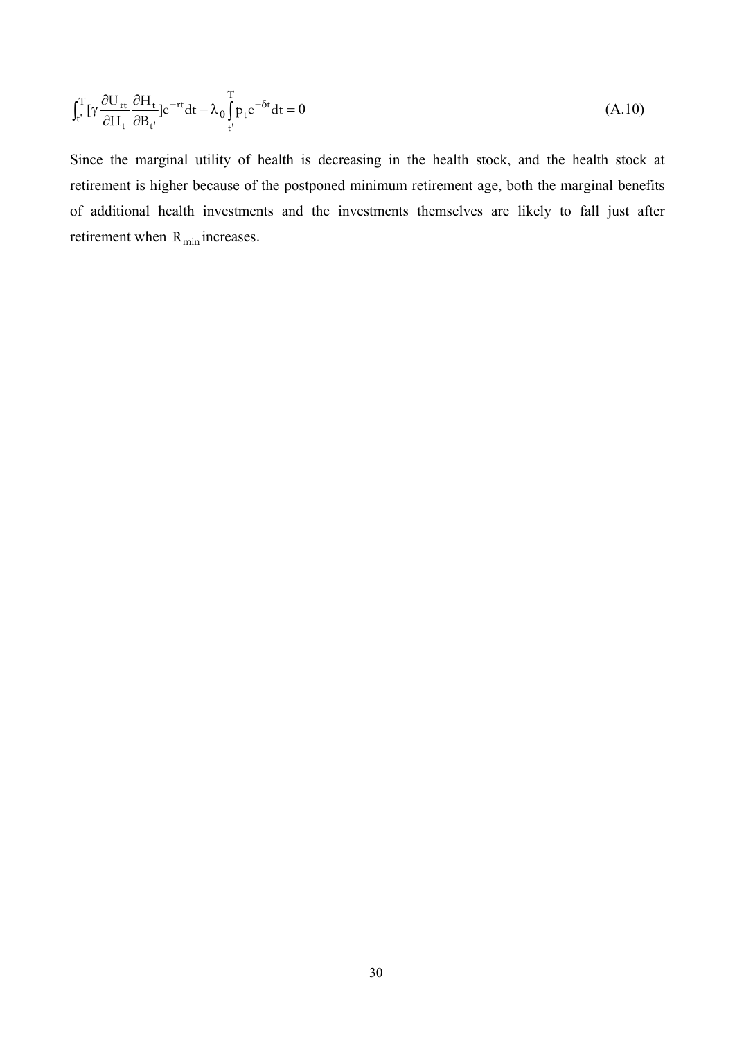$$\int_{t'}^{T} [\gamma \frac{\partial U_{rt}}{\partial H_t} \frac{\partial H_t}{\partial B_{t'}}] e^{-rt} dt - \lambda_0 \int_{t'}^{T} p_t e^{-\delta t} dt = 0 \tag{A.10}$$

Since the marginal utility of health is decreasing in the health stock, and the health stock at retirement is higher because of the postponed minimum retirement age, both the marginal benefits of additional health investments and the investments themselves are likely to fall just after retirement when $R_{min}$ increases.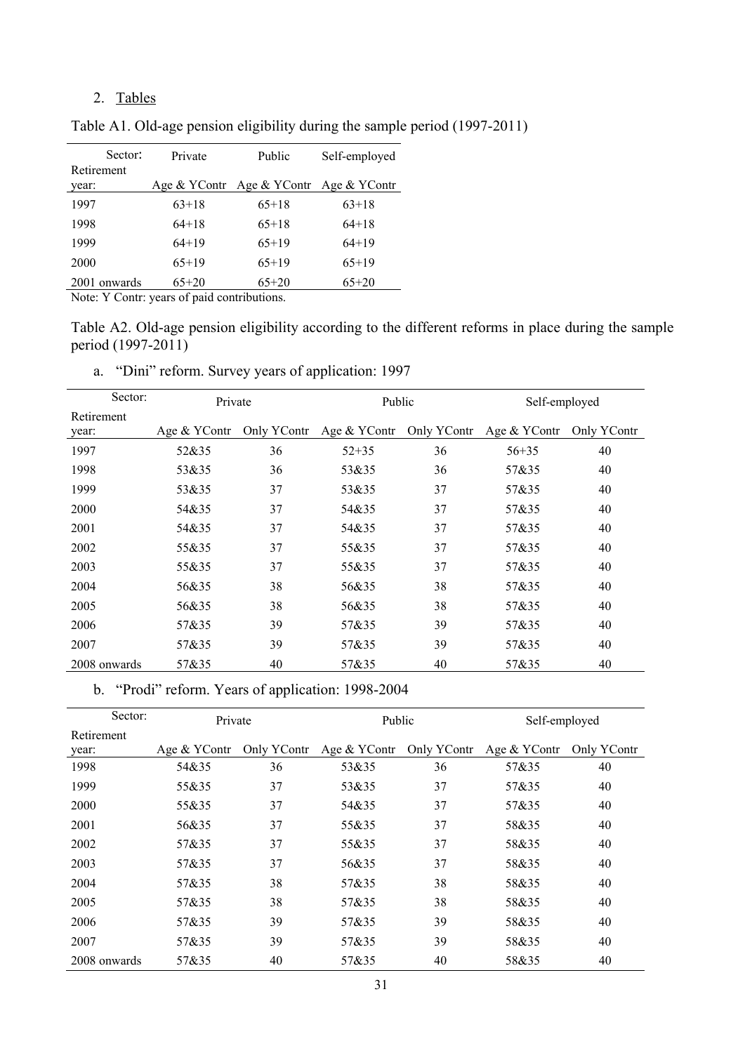2. Tables

Table A1. Old-age pension eligibility during the sample period (1997-2011)

| Sector: | Private | Public | Self-employed |
|---|---|---|---|
| Retirement year: | Age & YContr | Age & YContr | Age & YContr |
| 1997 | 63+18 | 65+18 | 63+18 |
| 1998 | 64+18 | 65+18 | 64+18 |
| 1999 | 64+19 | 65+19 | 64+19 |
| 2000 | 65+19 | 65+19 | 65+19 |
| 2001 onwards | 65+20 | 65+20 | 65+20 |

Note: Y Contr: years of paid contributions.

Table A2. Old-age pension eligibility according to the different reforms in place during the sample period (1997-2011)

a. "Dini" reform. Survey years of application: 1997

| Sector: | Private | | Public | | Self-employed | |
|---|---|---|---|---|---|---|
| Retirement year: | Age & YContr | Only YContr | Age & YContr | Only YContr | Age & YContr | Only YContr |
| 1997 | 52&35 | 36 | 52+35 | 36 | 56+35 | 40 |
| 1998 | 53&35 | 36 | 53&35 | 36 | 57&35 | 40 |
| 1999 | 53&35 | 37 | 53&35 | 37 | 57&35 | 40 |
| 2000 | 54&35 | 37 | 54&35 | 37 | 57&35 | 40 |
| 2001 | 54&35 | 37 | 54&35 | 37 | 57&35 | 40 |
| 2002 | 55&35 | 37 | 55&35 | 37 | 57&35 | 40 |
| 2003 | 55&35 | 37 | 55&35 | 37 | 57&35 | 40 |
| 2004 | 56&35 | 38 | 56&35 | 38 | 57&35 | 40 |
| 2005 | 56&35 | 38 | 56&35 | 38 | 57&35 | 40 |
| 2006 | 57&35 | 39 | 57&35 | 39 | 57&35 | 40 |
| 2007 | 57&35 | 39 | 57&35 | 39 | 57&35 | 40 |
| 2008 onwards | 57&35 | 40 | 57&35 | 40 | 57&35 | 40 |

b. "Prodi" reform. Years of application: 1998-2004

| Sector: | Private | | Public | | Self-employed | |
|---|---|---|---|---|---|---|
| Retirement year: | Age & YContr | Only YContr | Age & YContr | Only YContr | Age & YContr | Only YContr |
| 1998 | 54&35 | 36 | 53&35 | 36 | 57&35 | 40 |
| 1999 | 55&35 | 37 | 53&35 | 37 | 57&35 | 40 |
| 2000 | 55&35 | 37 | 54&35 | 37 | 57&35 | 40 |
| 2001 | 56&35 | 37 | 55&35 | 37 | 58&35 | 40 |
| 2002 | 57&35 | 37 | 55&35 | 37 | 58&35 | 40 |
| 2003 | 57&35 | 37 | 56&35 | 37 | 58&35 | 40 |
| 2004 | 57&35 | 38 | 57&35 | 38 | 58&35 | 40 |
| 2005 | 57&35 | 38 | 57&35 | 38 | 58&35 | 40 |
| 2006 | 57&35 | 39 | 57&35 | 39 | 58&35 | 40 |
| 2007 | 57&35 | 39 | 57&35 | 39 | 58&35 | 40 |
| 2008 onwards | 57&35 | 40 | 57&35 | 40 | 58&35 | 40 |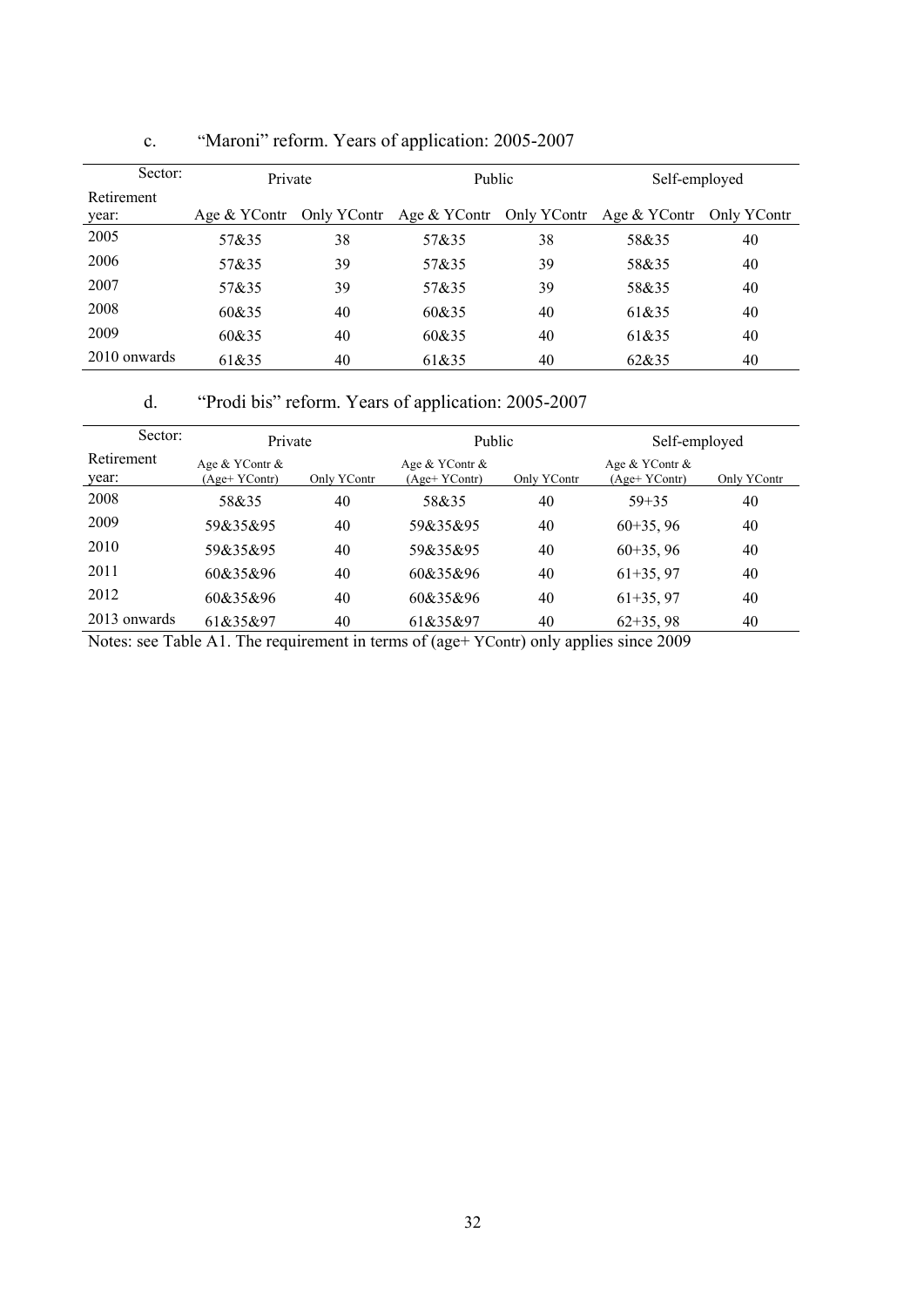c. “Maroni” reform. Years of application: 2005-2007

| Sector: | Private | | Public | | Self-employed | |
|---|---|---|---|---|---|---|
| Retirement year: | Age & YContr | Only YContr | Age & YContr | Only YContr | Age & YContr | Only YContr |
| 2005 | 57&35 | 38 | 57&35 | 38 | 58&35 | 40 |
| 2006 | 57&35 | 39 | 57&35 | 39 | 58&35 | 40 |
| 2007 | 57&35 | 39 | 57&35 | 39 | 58&35 | 40 |
| 2008 | 60&35 | 40 | 60&35 | 40 | 61&35 | 40 |
| 2009 | 60&35 | 40 | 60&35 | 40 | 61&35 | 40 |
| 2010 onwards | 61&35 | 40 | 61&35 | 40 | 62&35 | 40 |

d. “Prodi bis” reform. Years of application: 2005-2007

| Sector: | Private | | Public | | Self-employed | |
|---|---|---|---|---|---|---|
| Retirement year: | Age & YContr & (Age+ YContr) | Only YContr | Age & YContr & (Age+ YContr) | Only YContr | Age & YContr & (Age+ YContr) | Only YContr |
| 2008 | 58&35 | 40 | 58&35 | 40 | 59+35 | 40 |
| 2009 | 59&35&95 | 40 | 59&35&95 | 40 | 60+35, 96 | 40 |
| 2010 | 59&35&95 | 40 | 59&35&95 | 40 | 60+35, 96 | 40 |
| 2011 | 60&35&96 | 40 | 60&35&96 | 40 | 61+35, 97 | 40 |
| 2012 | 60&35&96 | 40 | 60&35&96 | 40 | 61+35, 97 | 40 |
| 2013 onwards | 61&35&97 | 40 | 61&35&97 | 40 | 62+35, 98 | 40 |

Notes: see Table A1. The requirement in terms of (age+ YContr) only applies since 2009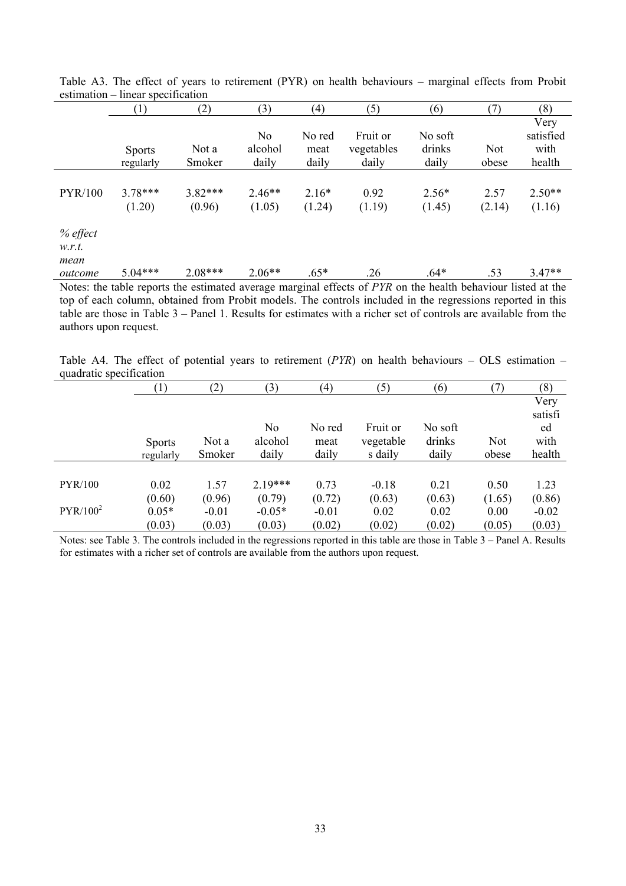Table A3. The effect of years to retirement (PYR) on health behaviours – marginal effects from Probit estimation – linear specification

| | (1) | (2) | (3) | (4) | (5) | (6) | (7) | (8) |
|---|---|---|---|---|---|---|---|---|
| | Sports regularly | Not a Smoker | No alcohol daily | No red meat daily | Fruit or vegetables daily | No soft drinks daily | Not obese | Very satisfied with health |
| PYR/100 | 3.78*** | 3.82*** | 2.46** | 2.16* | 0.92 | 2.56* | 2.57 | 2.50** |
| | (1.20) | (0.96) | (1.05) | (1.24) | (1.19) | (1.45) | (2.14) | (1.16) |
| *% effect w.r.t. mean outcome* | 5.04*** | 2.08*** | 2.06** | .65* | .26 | .64* | .53 | 3.47** |

Notes: the table reports the estimated average marginal effects of *PYR* on the health behaviour listed at the top of each column, obtained from Probit models. The controls included in the regressions reported in this table are those in Table 3 – Panel 1. Results for estimates with a richer set of controls are available from the authors upon request.

Table A4. The effect of potential years to retirement (*PYR*) on health behaviours – OLS estimation – quadratic specification

| | (1) | (2) | (3) | (4) | (5) | (6) | (7) | (8) |
|---|---|---|---|---|---|---|---|---|
| | Sports regularly | Not a Smoker | No alcohol daily | No red meat daily | Fruit or vegetables daily | No soft drinks daily | Not obese | Very satisfied with health |
| PYR/100 | 0.02 | 1.57 | 2.19*** | 0.73 | -0.18 | 0.21 | 0.50 | 1.23 |
| | (0.60) | (0.96) | (0.79) | (0.72) | (0.63) | (0.63) | (1.65) | (0.86) |
| $PYR/100^2$ | 0.05* | -0.01 | -0.05* | -0.01 | 0.02 | 0.02 | 0.00 | -0.02 |
| | (0.03) | (0.03) | (0.03) | (0.02) | (0.02) | (0.02) | (0.05) | (0.03) |

Notes: see Table 3. The controls included in the regressions reported in this table are those in Table 3 – Panel A. Results for estimates with a richer set of controls are available from the authors upon request.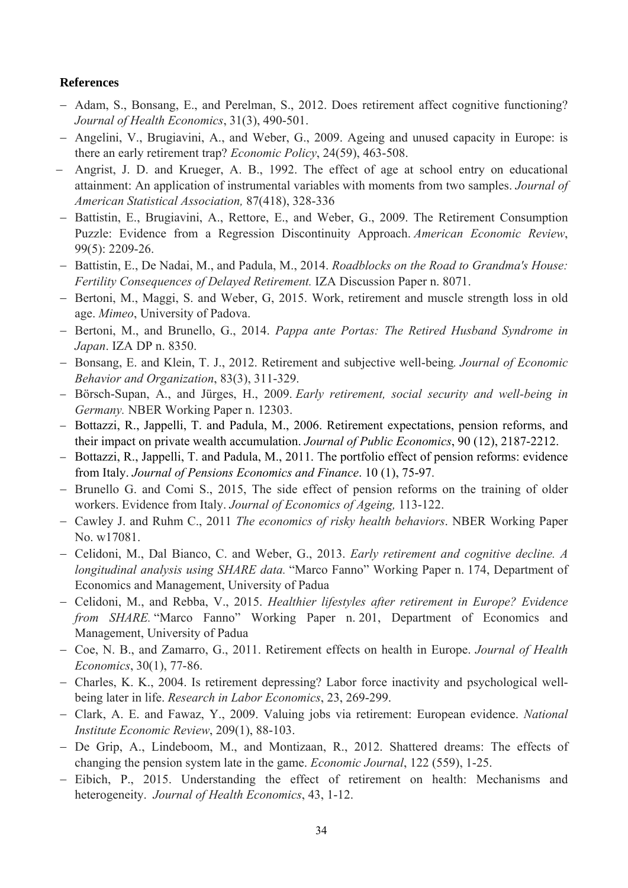**References**

- Adam, S., Bonsang, E., and Perelman, S., 2012. Does retirement affect cognitive functioning? *Journal of Health Economics*, 31(3), 490-501.
- Angelini, V., Brugiavini, A., and Weber, G., 2009. Ageing and unused capacity in Europe: is there an early retirement trap? *Economic Policy*, 24(59), 463-508.
- Angrist, J. D. and Krueger, A. B., 1992. The effect of age at school entry on educational attainment: An application of instrumental variables with moments from two samples. *Journal of American Statistical Association,* 87(418), 328-336
- Battistin, E., Brugiavini, A., Rettore, E., and Weber, G., 2009. The Retirement Consumption Puzzle: Evidence from a Regression Discontinuity Approach. *American Economic Review*, 99(5): 2209-26.
- Battistin, E., De Nadai, M., and Padula, M., 2014. *Roadblocks on the Road to Grandma's House: Fertility Consequences of Delayed Retirement.* IZA Discussion Paper n. 8071.
- Bertoni, M., Maggi, S. and Weber, G, 2015. Work, retirement and muscle strength loss in old age. *Mimeo*, University of Padova.
- Bertoni, M., and Brunello, G., 2014. *Pappa ante Portas: The Retired Husband Syndrome in Japan*. IZA DP n. 8350.
- Bonsang, E. and Klein, T. J., 2012. Retirement and subjective well-being*. Journal of Economic Behavior and Organization*, 83(3), 311-329.
- Börsch-Supan, A., and Jürges, H., 2009. *Early retirement, social security and well-being in Germany.* NBER Working Paper n. 12303.
- Bottazzi, R., Jappelli, T. and Padula, M., 2006. Retirement expectations, pension reforms, and their impact on private wealth accumulation. *Journal of Public Economics*, 90 (12), 2187-2212.
- Bottazzi, R., Jappelli, T. and Padula, M., 2011. The portfolio effect of pension reforms: evidence from Italy. *Journal of Pensions Economics and Finance*. 10 (1), 75-97.
- Brunello G. and Comi S., 2015, The side effect of pension reforms on the training of older workers. Evidence from Italy. *Journal of Economics of Ageing,* 113-122.
- Cawley J. and Ruhm C., 2011 *The economics of risky health behaviors*. NBER Working Paper No. w17081.
- Celidoni, M., Dal Bianco, C. and Weber, G., 2013. *Early retirement and cognitive decline. A longitudinal analysis using SHARE data.* "Marco Fanno" Working Paper n. 174, Department of Economics and Management, University of Padua
- Celidoni, M., and Rebba, V., 2015. *Healthier lifestyles after retirement in Europe? Evidence from SHARE.* "Marco Fanno" Working Paper n. 201, Department of Economics and Management, University of Padua
- Coe, N. B., and Zamarro, G., 2011. Retirement effects on health in Europe. *Journal of Health Economics*, 30(1), 77-86.
- Charles, K. K., 2004. Is retirement depressing? Labor force inactivity and psychological well-being later in life. *Research in Labor Economics*, 23, 269-299.
- Clark, A. E. and Fawaz, Y., 2009. Valuing jobs via retirement: European evidence. *National Institute Economic Review*, 209(1), 88-103.
- De Grip, A., Lindeboom, M., and Montizaan, R., 2012. Shattered dreams: The effects of changing the pension system late in the game. *Economic Journal*, 122 (559), 1-25.
- Eibich, P., 2015. Understanding the effect of retirement on health: Mechanisms and heterogeneity. *Journal of Health Economics*, 43, 1-12.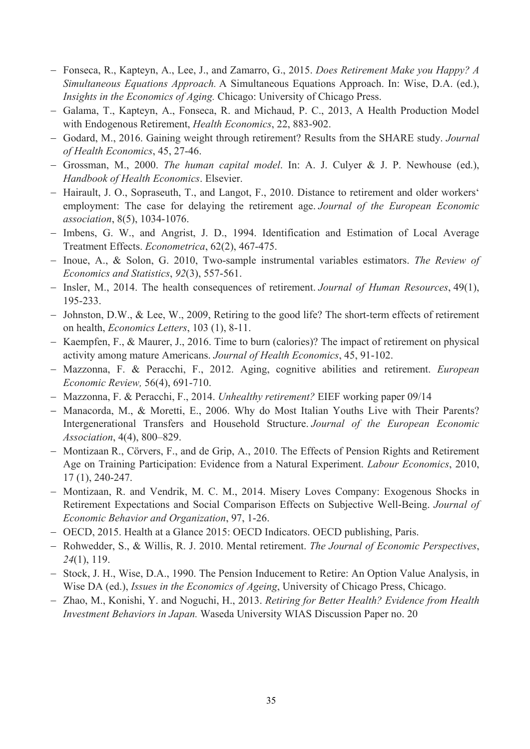- Fonseca, R., Kapteyn, A., Lee, J., and Zamarro, G., 2015. *Does Retirement Make you Happy? A Simultaneous Equations Approach.* A Simultaneous Equations Approach. In: Wise, D.A. (ed.), *Insights in the Economics of Aging.* Chicago: University of Chicago Press.
- Galama, T., Kapteyn, A., Fonseca, R. and Michaud, P. C., 2013, A Health Production Model with Endogenous Retirement, *Health Economics*, 22, 883-902.
- Godard, M., 2016. Gaining weight through retirement? Results from the SHARE study. *Journal of Health Economics*, 45, 27-46.
- Grossman, M., 2000. *The human capital model*. In: A. J. Culyer & J. P. Newhouse (ed.), *Handbook of Health Economics*. Elsevier.
- Hairault, J. O., Sopraseuth, T., and Langot, F., 2010. Distance to retirement and older workers' employment: The case for delaying the retirement age. *Journal of the European Economic association*, 8(5), 1034-1076.
- Imbens, G. W., and Angrist, J. D., 1994. Identification and Estimation of Local Average Treatment Effects. *Econometrica*, 62(2), 467-475.
- Inoue, A., & Solon, G. 2010, Two-sample instrumental variables estimators. *The Review of Economics and Statistics*, *92*(3), 557-561.
- Insler, M., 2014. The health consequences of retirement. *Journal of Human Resources*, 49(1), 195-233.
- Johnston, D.W., & Lee, W., 2009, Retiring to the good life? The short-term effects of retirement on health, *Economics Letters*, 103 (1), 8-11.
- Kaempfen, F., & Maurer, J., 2016. Time to burn (calories)? The impact of retirement on physical activity among mature Americans. *Journal of Health Economics*, 45, 91-102.
- Mazzonna, F. & Peracchi, F., 2012. Aging, cognitive abilities and retirement. *European Economic Review,* 56(4), 691-710.
- Mazzonna, F. & Peracchi, F., 2014. *Unhealthy retirement?* EIEF working paper 09/14
- Manacorda, M., & Moretti, E., 2006. Why do Most Italian Youths Live with Their Parents? Intergenerational Transfers and Household Structure. *Journal of the European Economic Association*, 4(4), 800–829.
- Montizaan R., Cörvers, F., and de Grip, A., 2010. The Effects of Pension Rights and Retirement Age on Training Participation: Evidence from a Natural Experiment. *Labour Economics*, 2010, 17 (1), 240-247.
- Montizaan, R. and Vendrik, M. C. M., 2014. Misery Loves Company: Exogenous Shocks in Retirement Expectations and Social Comparison Effects on Subjective Well-Being. *Journal of Economic Behavior and Organization*, 97, 1-26.
- OECD, 2015. Health at a Glance 2015: OECD Indicators. OECD publishing, Paris.
- Rohwedder, S., & Willis, R. J. 2010. Mental retirement. *The Journal of Economic Perspectives*, *24*(1), 119.
- Stock, J. H., Wise, D.A., 1990. The Pension Inducement to Retire: An Option Value Analysis, in Wise DA (ed.), *Issues in the Economics of Ageing*, University of Chicago Press, Chicago.
- Zhao, M., Konishi, Y. and Noguchi, H., 2013. *Retiring for Better Health? Evidence from Health Investment Behaviors in Japan.* Waseda University WIAS Discussion Paper no. 20